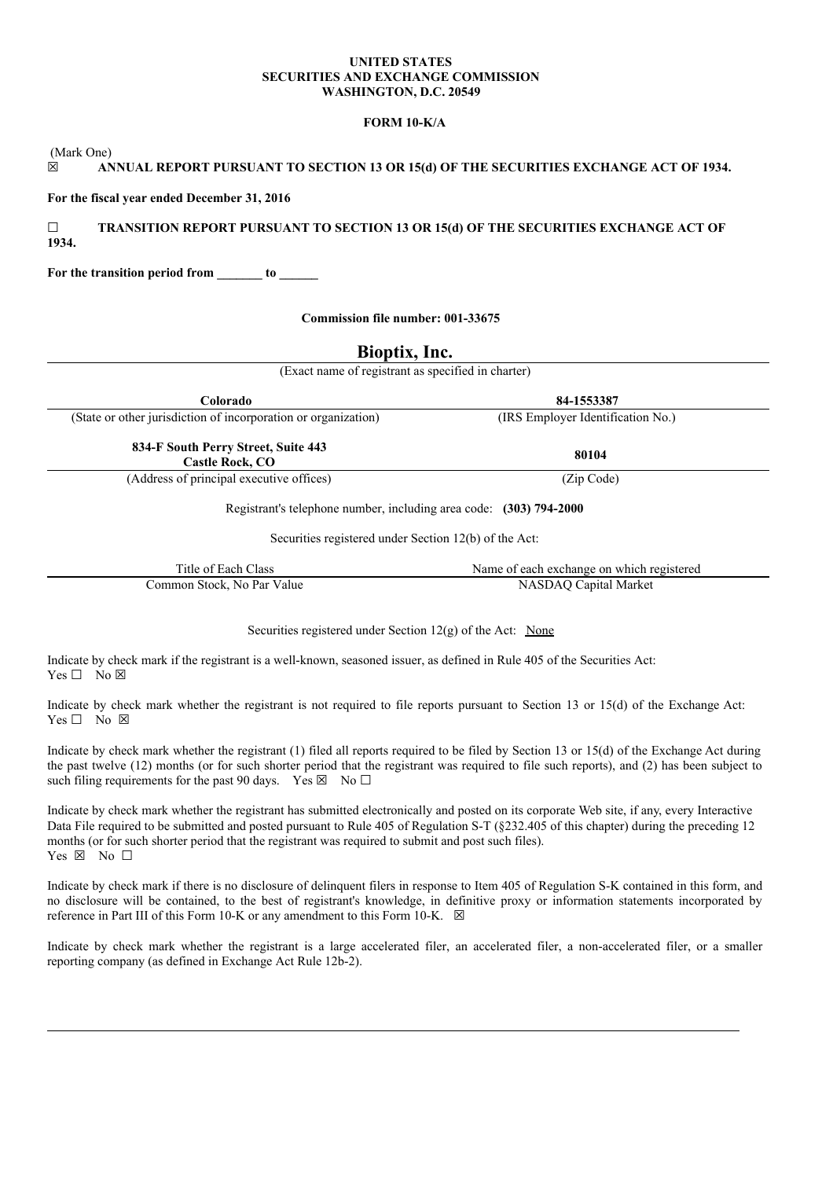**UNITED STATES**
**SECURITIES AND EXCHANGE COMMISSION**
**WASHINGTON, D.C. 20549**

**FORM 10-K/A**

(Mark One)

☒ **ANNUAL REPORT PURSUANT TO SECTION 13 OR 15(d) OF THE SECURITIES EXCHANGE ACT OF 1934.**

**For the fiscal year ended December 31, 2016**

☐ **TRANSITION REPORT PURSUANT TO SECTION 13 OR 15(d) OF THE SECURITIES EXCHANGE ACT OF 1934.**

**For the transition period from _______ to ______**

**Commission file number: 001-33675**

# Bioptix, Inc.

(Exact name of registrant as specified in charter)

| **Colorado** | **84-1553387** |
|---|---|
| (State or other jurisdiction of incorporation or organization) | (IRS Employer Identification No.) |
| **834-F South Perry Street, Suite 443 Castle Rock, CO** | **80104** |
| (Address of principal executive offices) | (Zip Code) |

Registrant's telephone number, including area code: **(303) 794-2000**

Securities registered under Section 12(b) of the Act:

| Title of Each Class | Name of each exchange on which registered |
|---|---|
| Common Stock, No Par Value | NASDAQ Capital Market |

Securities registered under Section 12(g) of the Act: None

Indicate by check mark if the registrant is a well-known, seasoned issuer, as defined in Rule 405 of the Securities Act: Yes ☐ No ☒

Indicate by check mark whether the registrant is not required to file reports pursuant to Section 13 or 15(d) of the Exchange Act: Yes ☐ No ☒

Indicate by check mark whether the registrant (1) filed all reports required to be filed by Section 13 or 15(d) of the Exchange Act during the past twelve (12) months (or for such shorter period that the registrant was required to file such reports), and (2) has been subject to such filing requirements for the past 90 days. Yes ☒ No ☐

Indicate by check mark whether the registrant has submitted electronically and posted on its corporate Web site, if any, every Interactive Data File required to be submitted and posted pursuant to Rule 405 of Regulation S-T (§232.405 of this chapter) during the preceding 12 months (or for such shorter period that the registrant was required to submit and post such files). Yes ☒ No ☐

Indicate by check mark if there is no disclosure of delinquent filers in response to Item 405 of Regulation S-K contained in this form, and no disclosure will be contained, to the best of registrant's knowledge, in definitive proxy or information statements incorporated by reference in Part III of this Form 10-K or any amendment to this Form 10-K. ☒

Indicate by check mark whether the registrant is a large accelerated filer, an accelerated filer, a non-accelerated filer, or a smaller reporting company (as defined in Exchange Act Rule 12b-2).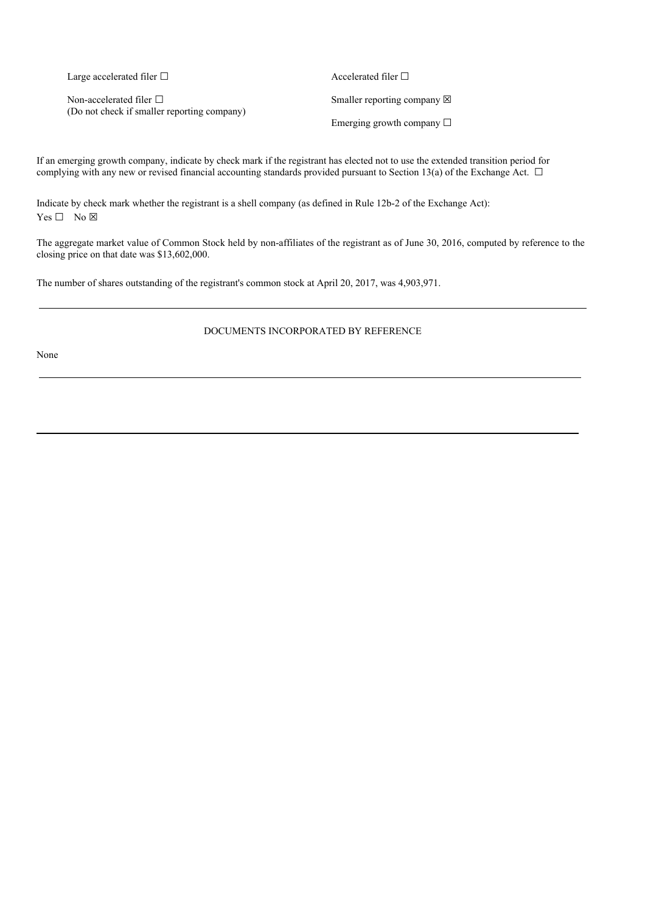| | |
|---|---|
| Large accelerated filer ☐ | Accelerated filer ☐ |
| Non-accelerated filer ☐ (Do not check if smaller reporting company) | Smaller reporting company ☒ |
| | Emerging growth company ☐ |

If an emerging growth company, indicate by check mark if the registrant has elected not to use the extended transition period for complying with any new or revised financial accounting standards provided pursuant to Section 13(a) of the Exchange Act. ☐

Indicate by check mark whether the registrant is a shell company (as defined in Rule 12b-2 of the Exchange Act):
Yes ☐ No ☒

The aggregate market value of Common Stock held by non-affiliates of the registrant as of June 30, 2016, computed by reference to the closing price on that date was $13,602,000.

The number of shares outstanding of the registrant's common stock at April 20, 2017, was 4,903,971.

---

DOCUMENTS INCORPORATED BY REFERENCE

None

---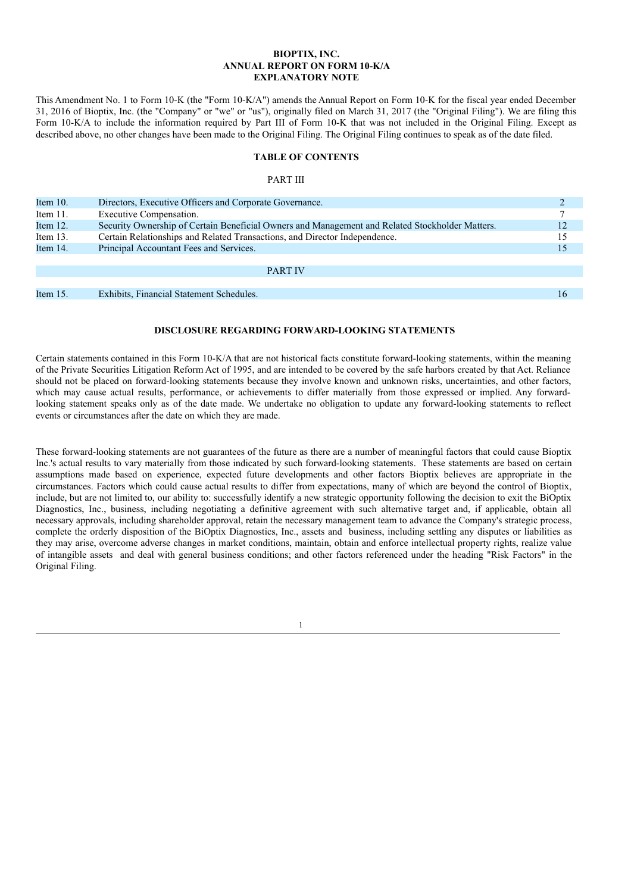# BIOPTIX, INC.
## ANNUAL REPORT ON FORM 10-K/A
## EXPLANATORY NOTE

This Amendment No. 1 to Form 10-K (the "Form 10-K/A") amends the Annual Report on Form 10-K for the fiscal year ended December 31, 2016 of Bioptix, Inc. (the "Company" or "we" or "us"), originally filed on March 31, 2017 (the "Original Filing"). We are filing this Form 10-K/A to include the information required by Part III of Form 10-K that was not included in the Original Filing. Except as described above, no other changes have been made to the Original Filing. The Original Filing continues to speak as of the date filed.

## TABLE OF CONTENTS

PART III

| | | |
|---|---|---|
| Item 10. | Directors, Executive Officers and Corporate Governance. | 2 |
| Item 11. | Executive Compensation. | 7 |
| Item 12. | Security Ownership of Certain Beneficial Owners and Management and Related Stockholder Matters. | 12 |
| Item 13. | Certain Relationships and Related Transactions, and Director Independence. | 15 |
| Item 14. | Principal Accountant Fees and Services. | 15 |
| | PART IV | |
| Item 15. | Exhibits, Financial Statement Schedules. | 16 |

## DISCLOSURE REGARDING FORWARD-LOOKING STATEMENTS

Certain statements contained in this Form 10-K/A that are not historical facts constitute forward-looking statements, within the meaning of the Private Securities Litigation Reform Act of 1995, and are intended to be covered by the safe harbors created by that Act. Reliance should not be placed on forward-looking statements because they involve known and unknown risks, uncertainties, and other factors, which may cause actual results, performance, or achievements to differ materially from those expressed or implied. Any forward-looking statement speaks only as of the date made. We undertake no obligation to update any forward-looking statements to reflect events or circumstances after the date on which they are made.

These forward-looking statements are not guarantees of the future as there are a number of meaningful factors that could cause Bioptix Inc.'s actual results to vary materially from those indicated by such forward-looking statements. These statements are based on certain assumptions made based on experience, expected future developments and other factors Bioptix believes are appropriate in the circumstances. Factors which could cause actual results to differ from expectations, many of which are beyond the control of Bioptix, include, but are not limited to, our ability to: successfully identify a new strategic opportunity following the decision to exit the BiOptix Diagnostics, Inc., business, including negotiating a definitive agreement with such alternative target and, if applicable, obtain all necessary approvals, including shareholder approval, retain the necessary management team to advance the Company's strategic process, complete the orderly disposition of the BiOptix Diagnostics, Inc., assets and business, including settling any disputes or liabilities as they may arise, overcome adverse changes in market conditions, maintain, obtain and enforce intellectual property rights, realize value of intangible assets and deal with general business conditions; and other factors referenced under the heading "Risk Factors" in the Original Filing.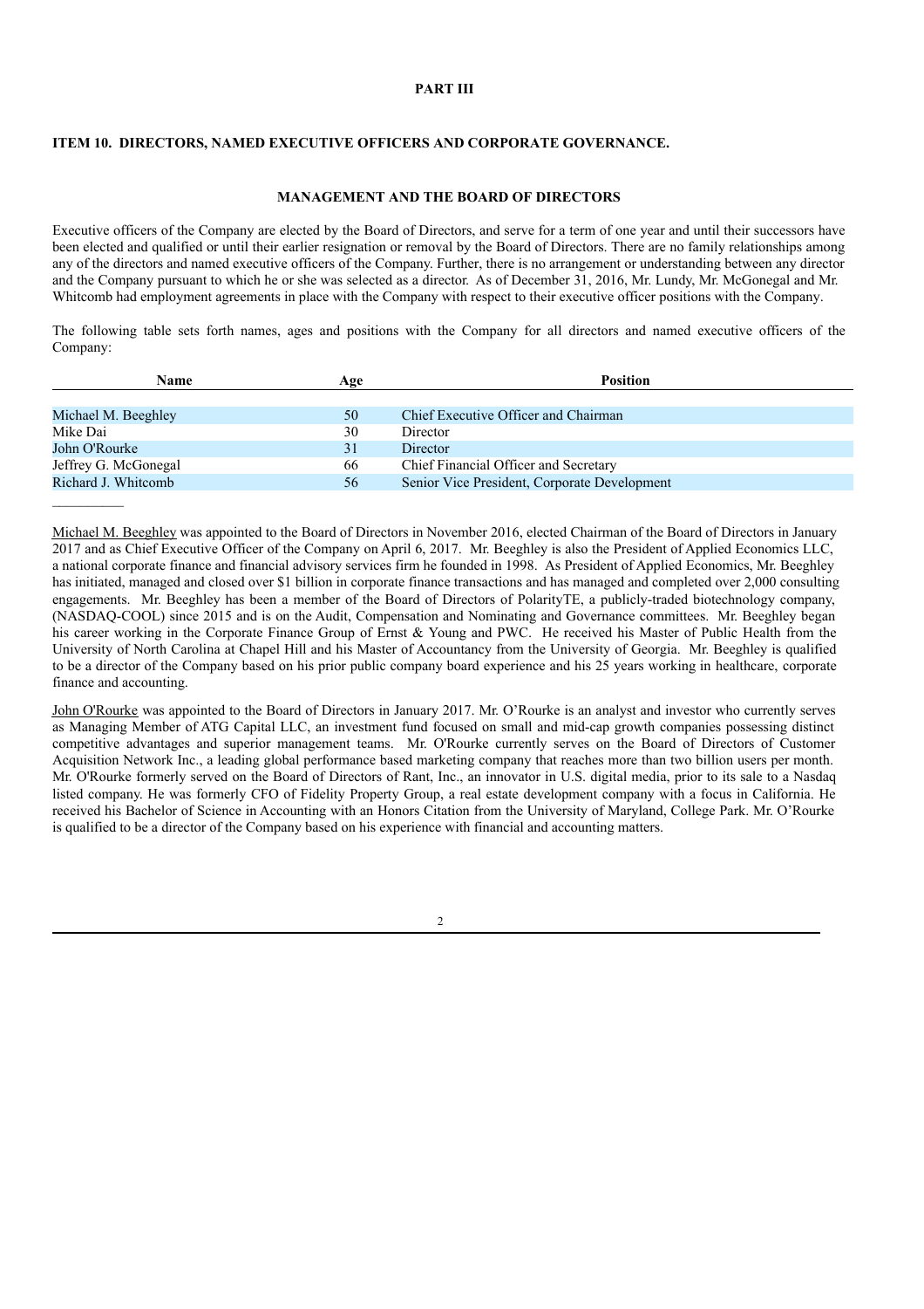# PART III

## ITEM 10. DIRECTORS, NAMED EXECUTIVE OFFICERS AND CORPORATE GOVERNANCE.

### MANAGEMENT AND THE BOARD OF DIRECTORS

Executive officers of the Company are elected by the Board of Directors, and serve for a term of one year and until their successors have been elected and qualified or until their earlier resignation or removal by the Board of Directors. There are no family relationships among any of the directors and named executive officers of the Company. Further, there is no arrangement or understanding between any director and the Company pursuant to which he or she was selected as a director. As of December 31, 2016, Mr. Lundy, Mr. McGonegal and Mr. Whitcomb had employment agreements in place with the Company with respect to their executive officer positions with the Company.

The following table sets forth names, ages and positions with the Company for all directors and named executive officers of the Company:

| Name | Age | Position |
|---|---|---|
| Michael M. Beeghley | 50 | Chief Executive Officer and Chairman |
| Mike Dai | 30 | Director |
| John O'Rourke | 31 | Director |
| Jeffrey G. McGonegal | 66 | Chief Financial Officer and Secretary |
| Richard J. Whitcomb | 56 | Senior Vice President, Corporate Development |

Michael M. Beeghley was appointed to the Board of Directors in November 2016, elected Chairman of the Board of Directors in January 2017 and as Chief Executive Officer of the Company on April 6, 2017. Mr. Beeghley is also the President of Applied Economics LLC, a national corporate finance and financial advisory services firm he founded in 1998. As President of Applied Economics, Mr. Beeghley has initiated, managed and closed over $1 billion in corporate finance transactions and has managed and completed over 2,000 consulting engagements. Mr. Beeghley has been a member of the Board of Directors of PolarityTE, a publicly-traded biotechnology company, (NASDAQ-COOL) since 2015 and is on the Audit, Compensation and Nominating and Governance committees. Mr. Beeghley began his career working in the Corporate Finance Group of Ernst & Young and PWC. He received his Master of Public Health from the University of North Carolina at Chapel Hill and his Master of Accountancy from the University of Georgia. Mr. Beeghley is qualified to be a director of the Company based on his prior public company board experience and his 25 years working in healthcare, corporate finance and accounting.

John O'Rourke was appointed to the Board of Directors in January 2017. Mr. O'Rourke is an analyst and investor who currently serves as Managing Member of ATG Capital LLC, an investment fund focused on small and mid-cap growth companies possessing distinct competitive advantages and superior management teams. Mr. O'Rourke currently serves on the Board of Directors of Customer Acquisition Network Inc., a leading global performance based marketing company that reaches more than two billion users per month. Mr. O'Rourke formerly served on the Board of Directors of Rant, Inc., an innovator in U.S. digital media, prior to its sale to a Nasdaq listed company. He was formerly CFO of Fidelity Property Group, a real estate development company with a focus in California. He received his Bachelor of Science in Accounting with an Honors Citation from the University of Maryland, College Park. Mr. O'Rourke is qualified to be a director of the Company based on his experience with financial and accounting matters.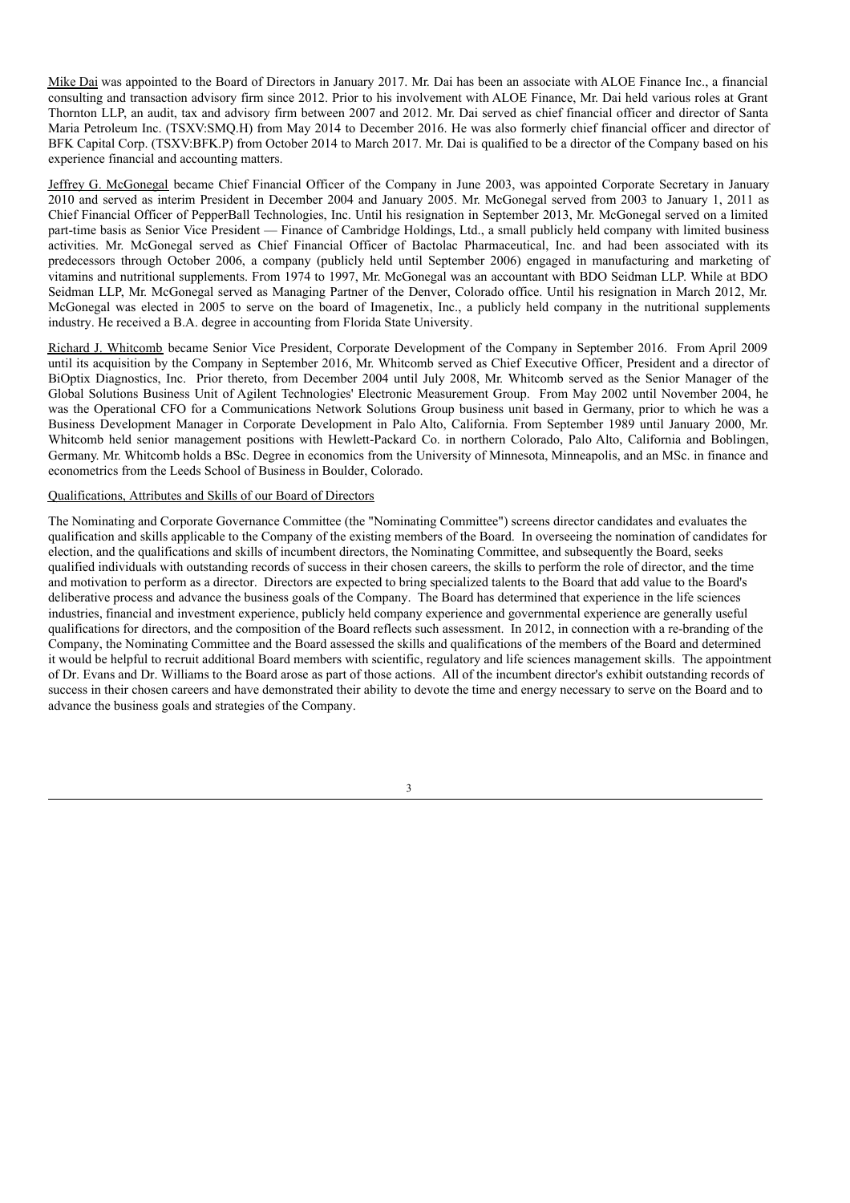Mike Dai was appointed to the Board of Directors in January 2017. Mr. Dai has been an associate with ALOE Finance Inc., a financial consulting and transaction advisory firm since 2012. Prior to his involvement with ALOE Finance, Mr. Dai held various roles at Grant Thornton LLP, an audit, tax and advisory firm between 2007 and 2012. Mr. Dai served as chief financial officer and director of Santa Maria Petroleum Inc. (TSXV:SMQ.H) from May 2014 to December 2016. He was also formerly chief financial officer and director of BFK Capital Corp. (TSXV:BFK.P) from October 2014 to March 2017. Mr. Dai is qualified to be a director of the Company based on his experience financial and accounting matters.

Jeffrey G. McGonegal became Chief Financial Officer of the Company in June 2003, was appointed Corporate Secretary in January 2010 and served as interim President in December 2004 and January 2005. Mr. McGonegal served from 2003 to January 1, 2011 as Chief Financial Officer of PepperBall Technologies, Inc. Until his resignation in September 2013, Mr. McGonegal served on a limited part-time basis as Senior Vice President — Finance of Cambridge Holdings, Ltd., a small publicly held company with limited business activities. Mr. McGonegal served as Chief Financial Officer of Bactolac Pharmaceutical, Inc. and had been associated with its predecessors through October 2006, a company (publicly held until September 2006) engaged in manufacturing and marketing of vitamins and nutritional supplements. From 1974 to 1997, Mr. McGonegal was an accountant with BDO Seidman LLP. While at BDO Seidman LLP, Mr. McGonegal served as Managing Partner of the Denver, Colorado office. Until his resignation in March 2012, Mr. McGonegal was elected in 2005 to serve on the board of Imagenetix, Inc., a publicly held company in the nutritional supplements industry. He received a B.A. degree in accounting from Florida State University.

Richard J. Whitcomb became Senior Vice President, Corporate Development of the Company in September 2016. From April 2009 until its acquisition by the Company in September 2016, Mr. Whitcomb served as Chief Executive Officer, President and a director of BiOptix Diagnostics, Inc. Prior thereto, from December 2004 until July 2008, Mr. Whitcomb served as the Senior Manager of the Global Solutions Business Unit of Agilent Technologies' Electronic Measurement Group. From May 2002 until November 2004, he was the Operational CFO for a Communications Network Solutions Group business unit based in Germany, prior to which he was a Business Development Manager in Corporate Development in Palo Alto, California. From September 1989 until January 2000, Mr. Whitcomb held senior management positions with Hewlett-Packard Co. in northern Colorado, Palo Alto, California and Boblingen, Germany. Mr. Whitcomb holds a BSc. Degree in economics from the University of Minnesota, Minneapolis, and an MSc. in finance and econometrics from the Leeds School of Business in Boulder, Colorado.

Qualifications, Attributes and Skills of our Board of Directors

The Nominating and Corporate Governance Committee (the "Nominating Committee") screens director candidates and evaluates the qualification and skills applicable to the Company of the existing members of the Board. In overseeing the nomination of candidates for election, and the qualifications and skills of incumbent directors, the Nominating Committee, and subsequently the Board, seeks qualified individuals with outstanding records of success in their chosen careers, the skills to perform the role of director, and the time and motivation to perform as a director. Directors are expected to bring specialized talents to the Board that add value to the Board's deliberative process and advance the business goals of the Company. The Board has determined that experience in the life sciences industries, financial and investment experience, publicly held company experience and governmental experience are generally useful qualifications for directors, and the composition of the Board reflects such assessment. In 2012, in connection with a re-branding of the Company, the Nominating Committee and the Board assessed the skills and qualifications of the members of the Board and determined it would be helpful to recruit additional Board members with scientific, regulatory and life sciences management skills. The appointment of Dr. Evans and Dr. Williams to the Board arose as part of those actions. All of the incumbent director's exhibit outstanding records of success in their chosen careers and have demonstrated their ability to devote the time and energy necessary to serve on the Board and to advance the business goals and strategies of the Company.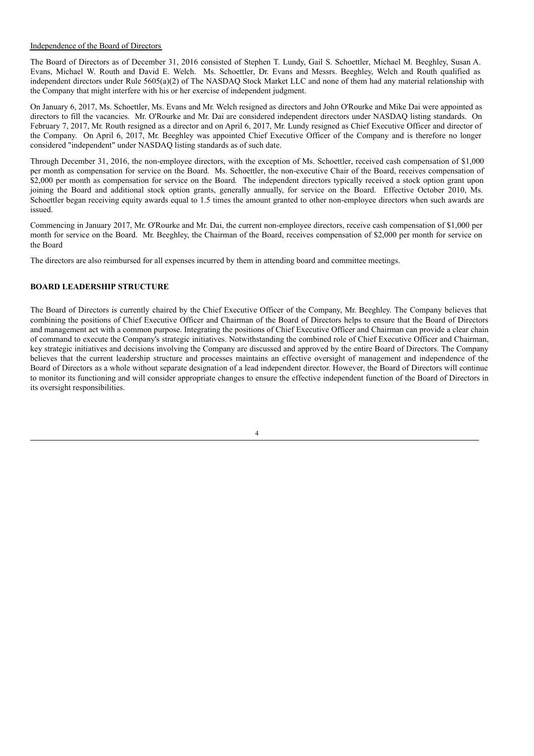Independence of the Board of Directors

The Board of Directors as of December 31, 2016 consisted of Stephen T. Lundy, Gail S. Schoettler, Michael M. Beeghley, Susan A. Evans, Michael W. Routh and David E. Welch. Ms. Schoettler, Dr. Evans and Messrs. Beeghley, Welch and Routh qualified as independent directors under Rule 5605(a)(2) of The NASDAQ Stock Market LLC and none of them had any material relationship with the Company that might interfere with his or her exercise of independent judgment.

On January 6, 2017, Ms. Schoettler, Ms. Evans and Mr. Welch resigned as directors and John O'Rourke and Mike Dai were appointed as directors to fill the vacancies. Mr. O'Rourke and Mr. Dai are considered independent directors under NASDAQ listing standards. On February 7, 2017, Mr. Routh resigned as a director and on April 6, 2017, Mr. Lundy resigned as Chief Executive Officer and director of the Company. On April 6, 2017, Mr. Beeghley was appointed Chief Executive Officer of the Company and is therefore no longer considered "independent" under NASDAQ listing standards as of such date.

Through December 31, 2016, the non-employee directors, with the exception of Ms. Schoettler, received cash compensation of $1,000 per month as compensation for service on the Board. Ms. Schoettler, the non-executive Chair of the Board, receives compensation of $2,000 per month as compensation for service on the Board. The independent directors typically received a stock option grant upon joining the Board and additional stock option grants, generally annually, for service on the Board. Effective October 2010, Ms. Schoettler began receiving equity awards equal to 1.5 times the amount granted to other non-employee directors when such awards are issued.

Commencing in January 2017, Mr. O'Rourke and Mr. Dai, the current non-employee directors, receive cash compensation of $1,000 per month for service on the Board. Mr. Beeghley, the Chairman of the Board, receives compensation of $2,000 per month for service on the Board

The directors are also reimbursed for all expenses incurred by them in attending board and committee meetings.

**BOARD LEADERSHIP STRUCTURE**

The Board of Directors is currently chaired by the Chief Executive Officer of the Company, Mr. Beeghley. The Company believes that combining the positions of Chief Executive Officer and Chairman of the Board of Directors helps to ensure that the Board of Directors and management act with a common purpose. Integrating the positions of Chief Executive Officer and Chairman can provide a clear chain of command to execute the Company's strategic initiatives. Notwithstanding the combined role of Chief Executive Officer and Chairman, key strategic initiatives and decisions involving the Company are discussed and approved by the entire Board of Directors. The Company believes that the current leadership structure and processes maintains an effective oversight of management and independence of the Board of Directors as a whole without separate designation of a lead independent director. However, the Board of Directors will continue to monitor its functioning and will consider appropriate changes to ensure the effective independent function of the Board of Directors in its oversight responsibilities.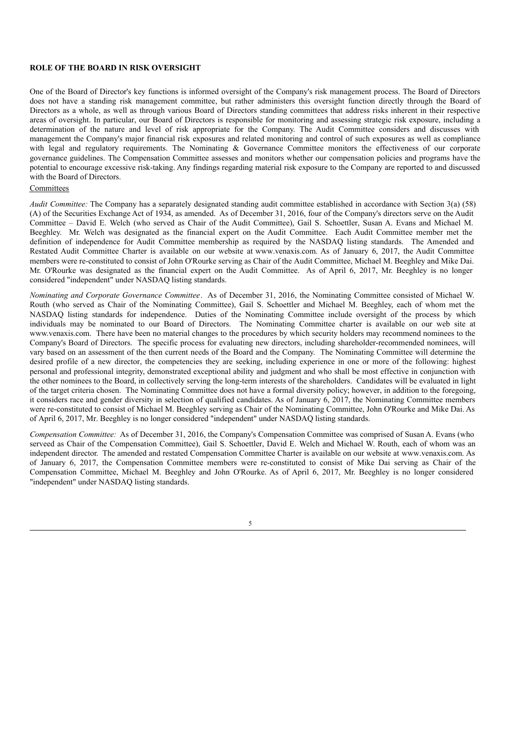## ROLE OF THE BOARD IN RISK OVERSIGHT

One of the Board of Director's key functions is informed oversight of the Company's risk management process. The Board of Directors does not have a standing risk management committee, but rather administers this oversight function directly through the Board of Directors as a whole, as well as through various Board of Directors standing committees that address risks inherent in their respective areas of oversight. In particular, our Board of Directors is responsible for monitoring and assessing strategic risk exposure, including a determination of the nature and level of risk appropriate for the Company. The Audit Committee considers and discusses with management the Company's major financial risk exposures and related monitoring and control of such exposures as well as compliance with legal and regulatory requirements. The Nominating & Governance Committee monitors the effectiveness of our corporate governance guidelines. The Compensation Committee assesses and monitors whether our compensation policies and programs have the potential to encourage excessive risk-taking. Any findings regarding material risk exposure to the Company are reported to and discussed with the Board of Directors.

Committees

*Audit Committee:* The Company has a separately designated standing audit committee established in accordance with Section 3(a) (58) (A) of the Securities Exchange Act of 1934, as amended. As of December 31, 2016, four of the Company's directors serve on the Audit Committee – David E. Welch (who served as Chair of the Audit Committee), Gail S. Schoettler, Susan A. Evans and Michael M. Beeghley. Mr. Welch was designated as the financial expert on the Audit Committee. Each Audit Committee member met the definition of independence for Audit Committee membership as required by the NASDAQ listing standards. The Amended and Restated Audit Committee Charter is available on our website at www.venaxis.com. As of January 6, 2017, the Audit Committee members were re-constituted to consist of John O'Rourke serving as Chair of the Audit Committee, Michael M. Beeghley and Mike Dai. Mr. O'Rourke was designated as the financial expert on the Audit Committee. As of April 6, 2017, Mr. Beeghley is no longer considered "independent" under NASDAQ listing standards.

*Nominating and Corporate Governance Committee*. As of December 31, 2016, the Nominating Committee consisted of Michael W. Routh (who served as Chair of the Nominating Committee), Gail S. Schoettler and Michael M. Beeghley, each of whom met the NASDAQ listing standards for independence. Duties of the Nominating Committee include oversight of the process by which individuals may be nominated to our Board of Directors. The Nominating Committee charter is available on our web site at www.venaxis.com. There have been no material changes to the procedures by which security holders may recommend nominees to the Company's Board of Directors. The specific process for evaluating new directors, including shareholder-recommended nominees, will vary based on an assessment of the then current needs of the Board and the Company. The Nominating Committee will determine the desired profile of a new director, the competencies they are seeking, including experience in one or more of the following: highest personal and professional integrity, demonstrated exceptional ability and judgment and who shall be most effective in conjunction with the other nominees to the Board, in collectively serving the long-term interests of the shareholders. Candidates will be evaluated in light of the target criteria chosen. The Nominating Committee does not have a formal diversity policy; however, in addition to the foregoing, it considers race and gender diversity in selection of qualified candidates. As of January 6, 2017, the Nominating Committee members were re-constituted to consist of Michael M. Beeghley serving as Chair of the Nominating Committee, John O'Rourke and Mike Dai. As of April 6, 2017, Mr. Beeghley is no longer considered "independent" under NASDAQ listing standards.

*Compensation Committee:* As of December 31, 2016, the Company's Compensation Committee was comprised of Susan A. Evans (who serveed as Chair of the Compensation Committee), Gail S. Schoettler, David E. Welch and Michael W. Routh, each of whom was an independent director. The amended and restated Compensation Committee Charter is available on our website at www.venaxis.com. As of January 6, 2017, the Compensation Committee members were re-constituted to consist of Mike Dai serving as Chair of the Compensation Committee, Michael M. Beeghley and John O'Rourke. As of April 6, 2017, Mr. Beeghley is no longer considered "independent" under NASDAQ listing standards.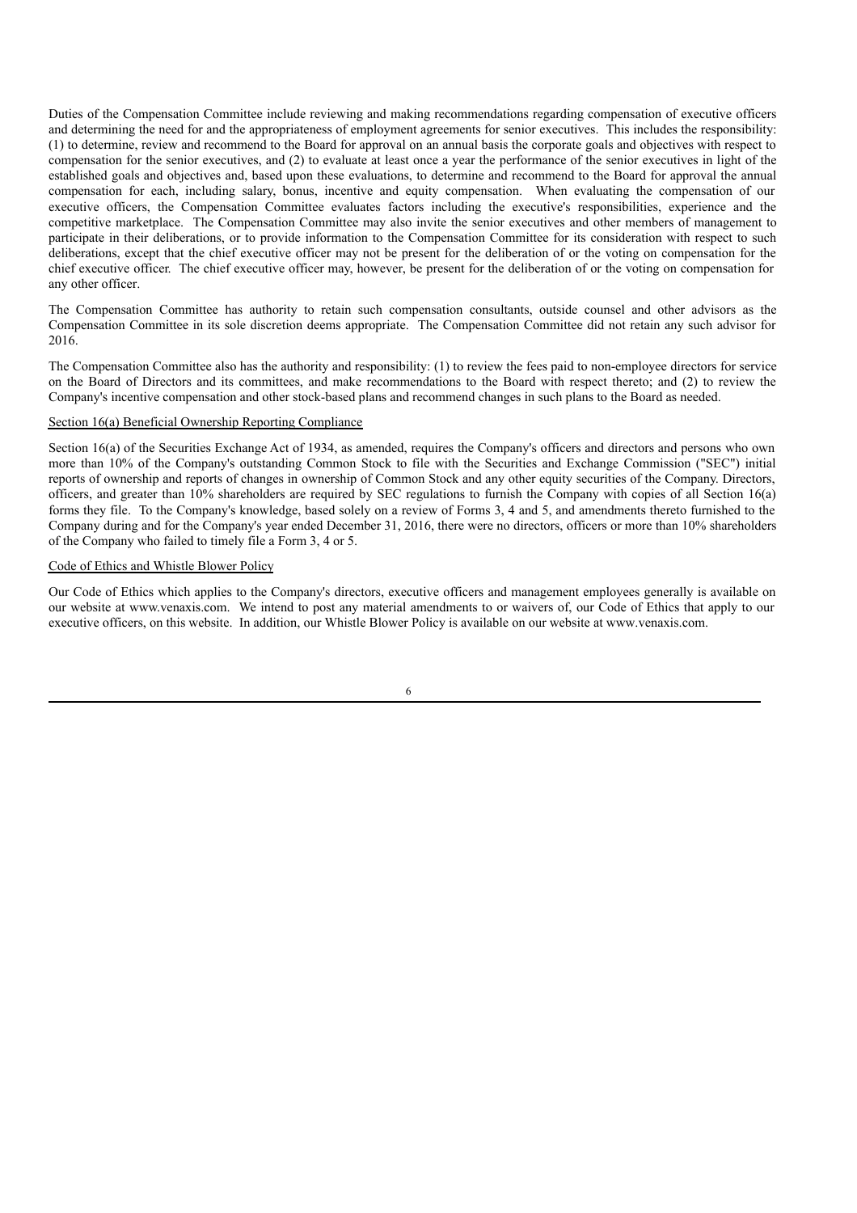Duties of the Compensation Committee include reviewing and making recommendations regarding compensation of executive officers and determining the need for and the appropriateness of employment agreements for senior executives. This includes the responsibility: (1) to determine, review and recommend to the Board for approval on an annual basis the corporate goals and objectives with respect to compensation for the senior executives, and (2) to evaluate at least once a year the performance of the senior executives in light of the established goals and objectives and, based upon these evaluations, to determine and recommend to the Board for approval the annual compensation for each, including salary, bonus, incentive and equity compensation. When evaluating the compensation of our executive officers, the Compensation Committee evaluates factors including the executive's responsibilities, experience and the competitive marketplace. The Compensation Committee may also invite the senior executives and other members of management to participate in their deliberations, or to provide information to the Compensation Committee for its consideration with respect to such deliberations, except that the chief executive officer may not be present for the deliberation of or the voting on compensation for the chief executive officer. The chief executive officer may, however, be present for the deliberation of or the voting on compensation for any other officer.

The Compensation Committee has authority to retain such compensation consultants, outside counsel and other advisors as the Compensation Committee in its sole discretion deems appropriate. The Compensation Committee did not retain any such advisor for 2016.

The Compensation Committee also has the authority and responsibility: (1) to review the fees paid to non-employee directors for service on the Board of Directors and its committees, and make recommendations to the Board with respect thereto; and (2) to review the Company's incentive compensation and other stock-based plans and recommend changes in such plans to the Board as needed.

### Section 16(a) Beneficial Ownership Reporting Compliance

Section 16(a) of the Securities Exchange Act of 1934, as amended, requires the Company's officers and directors and persons who own more than 10% of the Company's outstanding Common Stock to file with the Securities and Exchange Commission ("SEC") initial reports of ownership and reports of changes in ownership of Common Stock and any other equity securities of the Company. Directors, officers, and greater than 10% shareholders are required by SEC regulations to furnish the Company with copies of all Section 16(a) forms they file. To the Company's knowledge, based solely on a review of Forms 3, 4 and 5, and amendments thereto furnished to the Company during and for the Company's year ended December 31, 2016, there were no directors, officers or more than 10% shareholders of the Company who failed to timely file a Form 3, 4 or 5.

### Code of Ethics and Whistle Blower Policy

Our Code of Ethics which applies to the Company's directors, executive officers and management employees generally is available on our website at www.venaxis.com. We intend to post any material amendments to or waivers of, our Code of Ethics that apply to our executive officers, on this website. In addition, our Whistle Blower Policy is available on our website at www.venaxis.com.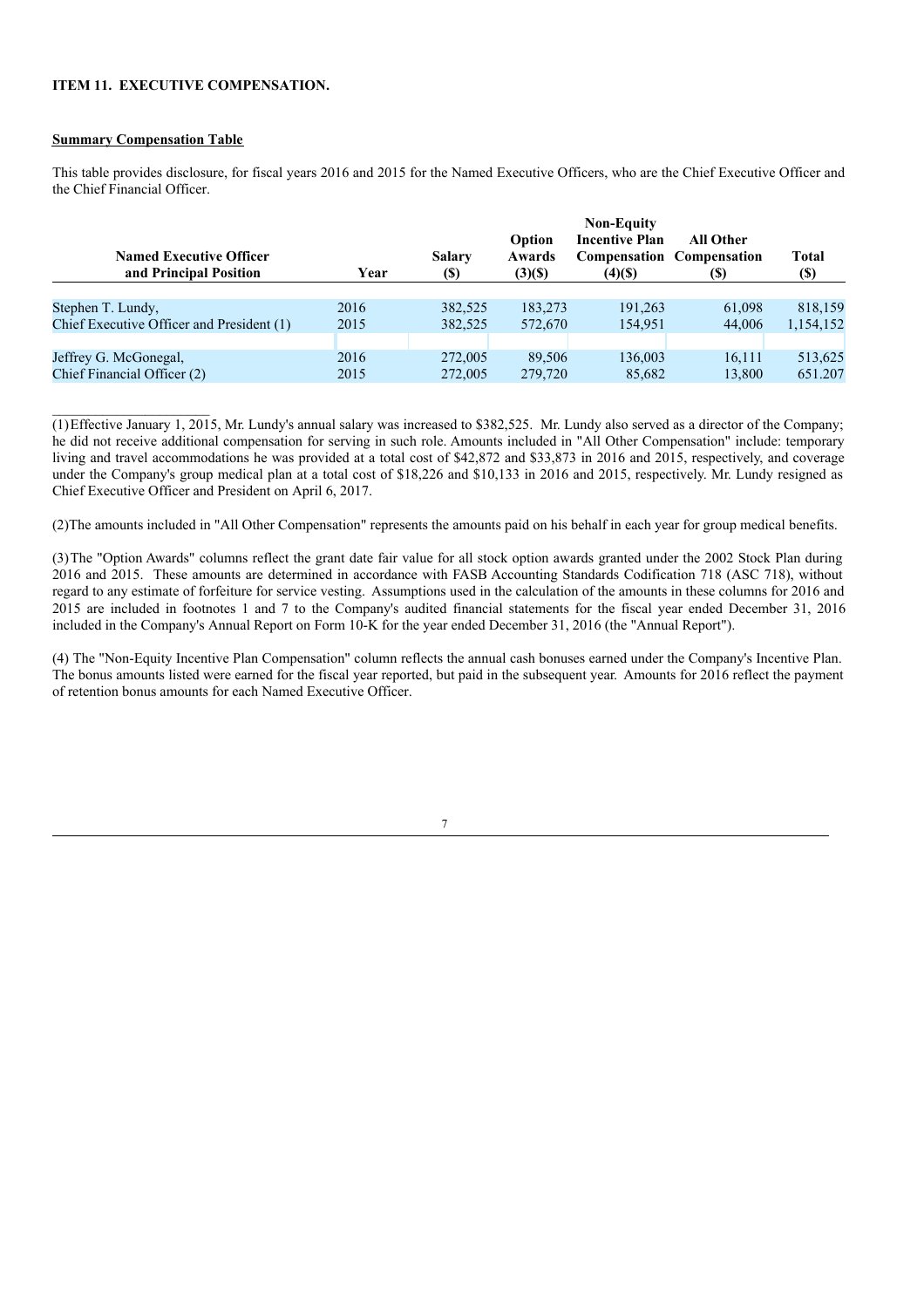## ITEM 11. EXECUTIVE COMPENSATION.

**Summary Compensation Table**

This table provides disclosure, for fiscal years 2016 and 2015 for the Named Executive Officers, who are the Chief Executive Officer and the Chief Financial Officer.

| Named Executive Officer and Principal Position | Year | Salary ($) | Option Awards (3)($) | Non-Equity Incentive Plan Compensation (4)($) | All Other Compensation ($) | Total ($) |
|---|---|---|---|---|---|---|
| Stephen T. Lundy, | 2016 | 382,525 | 183,273 | 191,263 | 61,098 | 818,159 |
| Chief Executive Officer and President (1) | 2015 | 382,525 | 572,670 | 154,951 | 44,006 | 1,154,152 |
| | | | | | | |
| Jeffrey G. McGonegal, | 2016 | 272,005 | 89,506 | 136,003 | 16,111 | 513,625 |
| Chief Financial Officer (2) | 2015 | 272,005 | 279,720 | 85,682 | 13,800 | 651.207 |

(1) Effective January 1, 2015, Mr. Lundy's annual salary was increased to $382,525. Mr. Lundy also served as a director of the Company; he did not receive additional compensation for serving in such role. Amounts included in "All Other Compensation" include: temporary living and travel accommodations he was provided at a total cost of $42,872 and $33,873 in 2016 and 2015, respectively, and coverage under the Company's group medical plan at a total cost of $18,226 and $10,133 in 2016 and 2015, respectively. Mr. Lundy resigned as Chief Executive Officer and President on April 6, 2017.

(2) The amounts included in "All Other Compensation" represents the amounts paid on his behalf in each year for group medical benefits.

(3) The "Option Awards" columns reflect the grant date fair value for all stock option awards granted under the 2002 Stock Plan during 2016 and 2015. These amounts are determined in accordance with FASB Accounting Standards Codification 718 (ASC 718), without regard to any estimate of forfeiture for service vesting. Assumptions used in the calculation of the amounts in these columns for 2016 and 2015 are included in footnotes 1 and 7 to the Company's audited financial statements for the fiscal year ended December 31, 2016 included in the Company's Annual Report on Form 10-K for the year ended December 31, 2016 (the "Annual Report").

(4) The "Non-Equity Incentive Plan Compensation" column reflects the annual cash bonuses earned under the Company's Incentive Plan. The bonus amounts listed were earned for the fiscal year reported, but paid in the subsequent year. Amounts for 2016 reflect the payment of retention bonus amounts for each Named Executive Officer.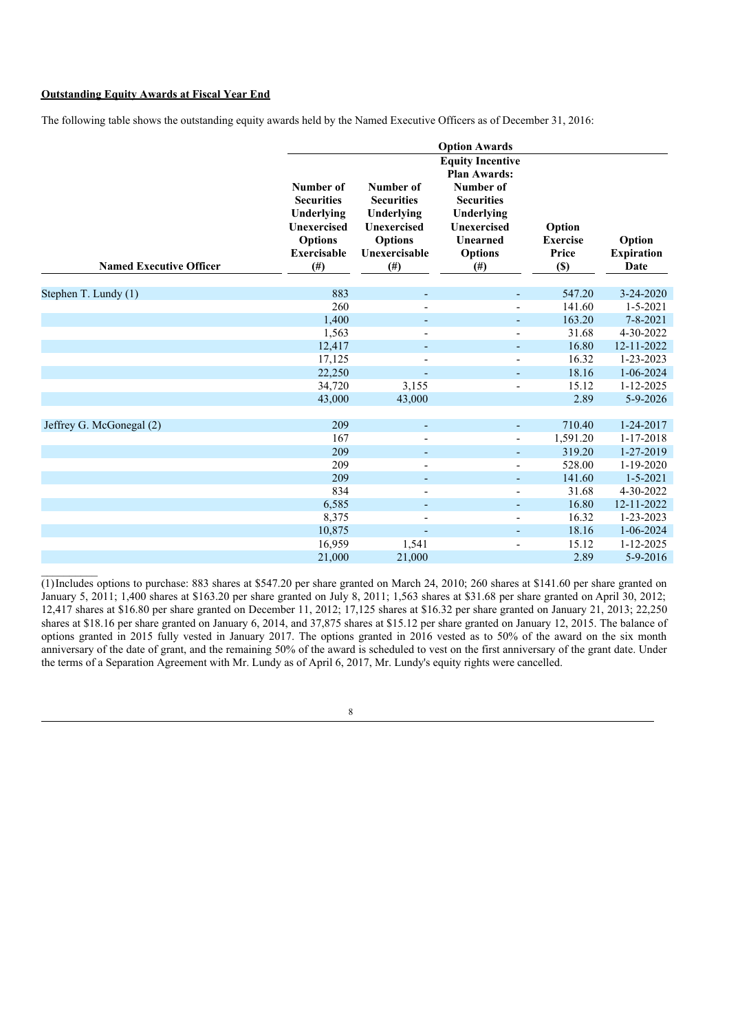**Outstanding Equity Awards at Fiscal Year End**

The following table shows the outstanding equity awards held by the Named Executive Officers as of December 31, 2016:

| | Option Awards | | | | |
|---|---|---|---|---|---|
| Named Executive Officer | Number of Securities Underlying Unexercised Options Exercisable (#) | Number of Securities Underlying Unexercised Options Unexercisable (#) | Equity Incentive Plan Awards: Number of Securities Underlying Unexercised Unearned Options (#) | Option Exercise Price ($) | Option Expiration Date |
| Stephen T. Lundy (1) | 883 | - | - | 547.20 | 3-24-2020 |
| | 260 | - | - | 141.60 | 1-5-2021 |
| | 1,400 | - | - | 163.20 | 7-8-2021 |
| | 1,563 | - | - | 31.68 | 4-30-2022 |
| | 12,417 | - | - | 16.80 | 12-11-2022 |
| | 17,125 | - | - | 16.32 | 1-23-2023 |
| | 22,250 | - | - | 18.16 | 1-06-2024 |
| | 34,720 | 3,155 | - | 15.12 | 1-12-2025 |
| | 43,000 | 43,000 | | 2.89 | 5-9-2026 |
| Jeffrey G. McGonegal (2) | 209 | - | - | 710.40 | 1-24-2017 |
| | 167 | - | - | 1,591.20 | 1-17-2018 |
| | 209 | - | - | 319.20 | 1-27-2019 |
| | 209 | - | - | 528.00 | 1-19-2020 |
| | 209 | - | - | 141.60 | 1-5-2021 |
| | 834 | - | - | 31.68 | 4-30-2022 |
| | 6,585 | - | - | 16.80 | 12-11-2022 |
| | 8,375 | - | - | 16.32 | 1-23-2023 |
| | 10,875 | - | - | 18.16 | 1-06-2024 |
| | 16,959 | 1,541 | - | 15.12 | 1-12-2025 |
| | 21,000 | 21,000 | | 2.89 | 5-9-2016 |

(1) Includes options to purchase: 883 shares at $547.20 per share granted on March 24, 2010; 260 shares at $141.60 per share granted on January 5, 2011; 1,400 shares at $163.20 per share granted on July 8, 2011; 1,563 shares at $31.68 per share granted on April 30, 2012; 12,417 shares at $16.80 per share granted on December 11, 2012; 17,125 shares at $16.32 per share granted on January 21, 2013; 22,250 shares at $18.16 per share granted on January 6, 2014, and 37,875 shares at $15.12 per share granted on January 12, 2015. The balance of options granted in 2015 fully vested in January 2017. The options granted in 2016 vested as to 50% of the award on the six month anniversary of the date of grant, and the remaining 50% of the award is scheduled to vest on the first anniversary of the grant date. Under the terms of a Separation Agreement with Mr. Lundy as of April 6, 2017, Mr. Lundy's equity rights were cancelled.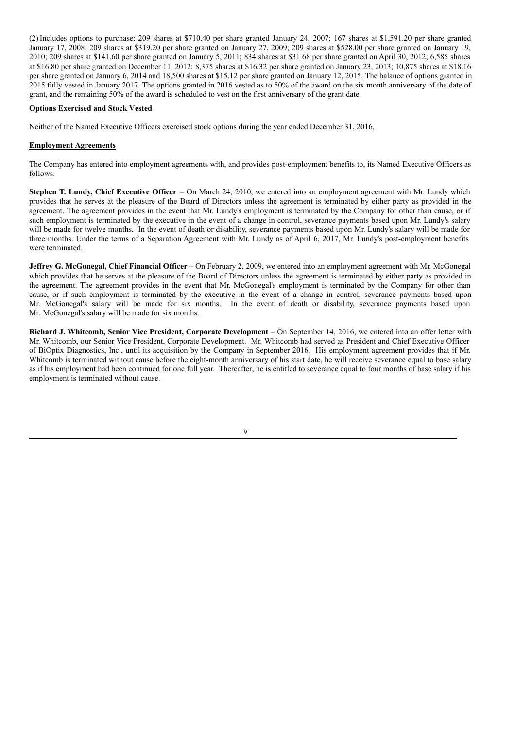(2) Includes options to purchase: 209 shares at $710.40 per share granted January 24, 2007; 167 shares at $1,591.20 per share granted January 17, 2008; 209 shares at $319.20 per share granted on January 27, 2009; 209 shares at $528.00 per share granted on January 19, 2010; 209 shares at $141.60 per share granted on January 5, 2011; 834 shares at $31.68 per share granted on April 30, 2012; 6,585 shares at $16.80 per share granted on December 11, 2012; 8,375 shares at $16.32 per share granted on January 23, 2013; 10,875 shares at $18.16 per share granted on January 6, 2014 and 18,500 shares at $15.12 per share granted on January 12, 2015. The balance of options granted in 2015 fully vested in January 2017. The options granted in 2016 vested as to 50% of the award on the six month anniversary of the date of grant, and the remaining 50% of the award is scheduled to vest on the first anniversary of the grant date.

**Options Exercised and Stock Vested**

Neither of the Named Executive Officers exercised stock options during the year ended December 31, 2016.

**Employment Agreements**

The Company has entered into employment agreements with, and provides post-employment benefits to, its Named Executive Officers as follows:

**Stephen T. Lundy, Chief Executive Officer** – On March 24, 2010, we entered into an employment agreement with Mr. Lundy which provides that he serves at the pleasure of the Board of Directors unless the agreement is terminated by either party as provided in the agreement. The agreement provides in the event that Mr. Lundy's employment is terminated by the Company for other than cause, or if such employment is terminated by the executive in the event of a change in control, severance payments based upon Mr. Lundy's salary will be made for twelve months. In the event of death or disability, severance payments based upon Mr. Lundy's salary will be made for three months. Under the terms of a Separation Agreement with Mr. Lundy as of April 6, 2017, Mr. Lundy's post-employment benefits were terminated.

**Jeffrey G. McGonegal, Chief Financial Officer** – On February 2, 2009, we entered into an employment agreement with Mr. McGonegal which provides that he serves at the pleasure of the Board of Directors unless the agreement is terminated by either party as provided in the agreement. The agreement provides in the event that Mr. McGonegal's employment is terminated by the Company for other than cause, or if such employment is terminated by the executive in the event of a change in control, severance payments based upon Mr. McGonegal's salary will be made for six months. In the event of death or disability, severance payments based upon Mr. McGonegal's salary will be made for six months.

**Richard J. Whitcomb, Senior Vice President, Corporate Development** – On September 14, 2016, we entered into an offer letter with Mr. Whitcomb, our Senior Vice President, Corporate Development. Mr. Whitcomb had served as President and Chief Executive Officer of BiOptix Diagnostics, Inc., until its acquisition by the Company in September 2016. His employment agreement provides that if Mr. Whitcomb is terminated without cause before the eight-month anniversary of his start date, he will receive severance equal to base salary as if his employment had been continued for one full year. Thereafter, he is entitled to severance equal to four months of base salary if his employment is terminated without cause.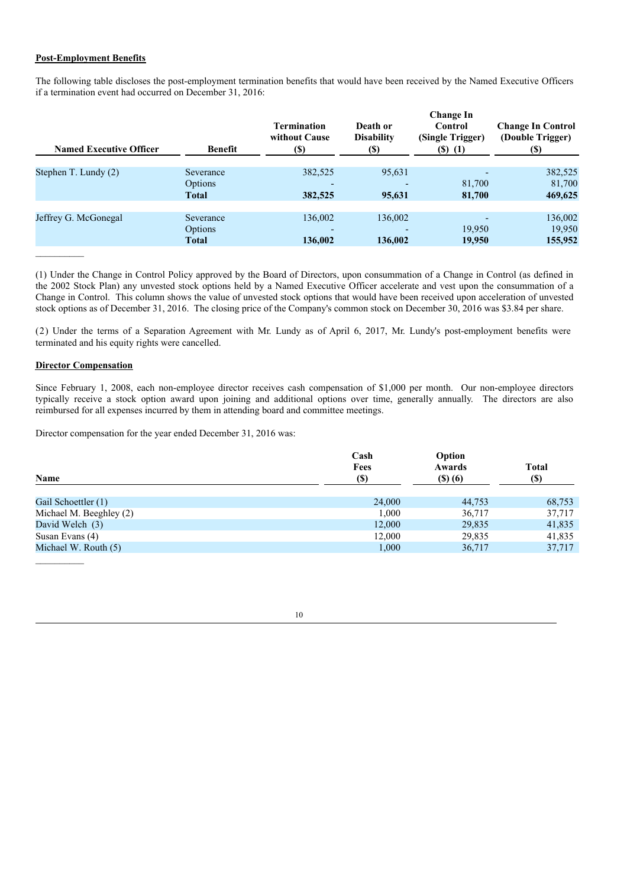**Post-Employment Benefits**

The following table discloses the post-employment termination benefits that would have been received by the Named Executive Officers if a termination event had occurred on December 31, 2016:

| Named Executive Officer | Benefit | Termination without Cause ($) | Death or Disability ($) | Change In Control (Single Trigger) ($) (1) | Change In Control (Double Trigger) ($) |
|---|---|---|---|---|---|
| Stephen T. Lundy (2) | Severance | 382,525 | 95,631 | - | 382,525 |
| | Options | - | - | 81,700 | 81,700 |
| | **Total** | **382,525** | **95,631** | **81,700** | **469,625** |
| Jeffrey G. McGonegal | Severance | 136,002 | 136,002 | - | 136,002 |
| | Options | - | - | 19,950 | 19,950 |
| | **Total** | **136,002** | **136,002** | **19,950** | **155,952** |

(1) Under the Change in Control Policy approved by the Board of Directors, upon consummation of a Change in Control (as defined in the 2002 Stock Plan) any unvested stock options held by a Named Executive Officer accelerate and vest upon the consummation of a Change in Control. This column shows the value of unvested stock options that would have been received upon acceleration of unvested stock options as of December 31, 2016. The closing price of the Company's common stock on December 30, 2016 was $3.84 per share.

(2) Under the terms of a Separation Agreement with Mr. Lundy as of April 6, 2017, Mr. Lundy's post-employment benefits were terminated and his equity rights were cancelled.

**Director Compensation**

Since February 1, 2008, each non-employee director receives cash compensation of $1,000 per month. Our non-employee directors typically receive a stock option award upon joining and additional options over time, generally annually. The directors are also reimbursed for all expenses incurred by them in attending board and committee meetings.

Director compensation for the year ended December 31, 2016 was:

| Name | Cash Fees ($) | Option Awards ($) (6) | Total ($) |
|---|---|---|---|
| Gail Schoettler (1) | 24,000 | 44,753 | 68,753 |
| Michael M. Beeghley (2) | 1,000 | 36,717 | 37,717 |
| David Welch (3) | 12,000 | 29,835 | 41,835 |
| Susan Evans (4) | 12,000 | 29,835 | 41,835 |
| Michael W. Routh (5) | 1,000 | 36,717 | 37,717 |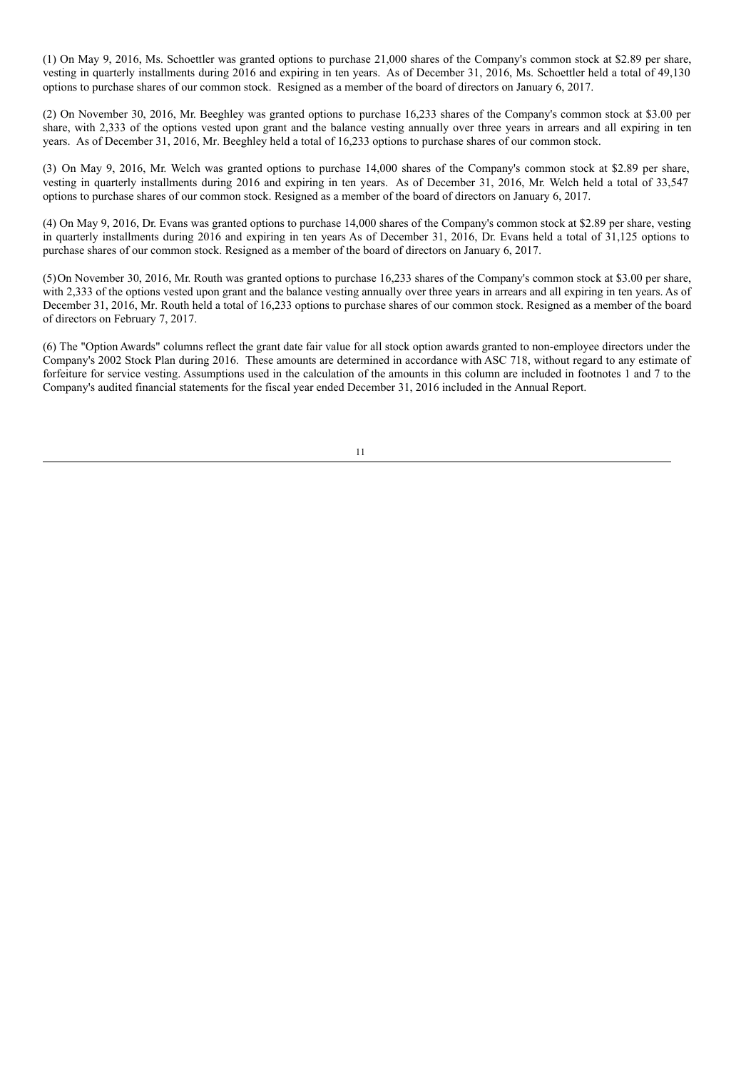(1) On May 9, 2016, Ms. Schoettler was granted options to purchase 21,000 shares of the Company's common stock at $2.89 per share, vesting in quarterly installments during 2016 and expiring in ten years. As of December 31, 2016, Ms. Schoettler held a total of 49,130 options to purchase shares of our common stock. Resigned as a member of the board of directors on January 6, 2017.

(2) On November 30, 2016, Mr. Beeghley was granted options to purchase 16,233 shares of the Company's common stock at $3.00 per share, with 2,333 of the options vested upon grant and the balance vesting annually over three years in arrears and all expiring in ten years. As of December 31, 2016, Mr. Beeghley held a total of 16,233 options to purchase shares of our common stock.

(3) On May 9, 2016, Mr. Welch was granted options to purchase 14,000 shares of the Company's common stock at $2.89 per share, vesting in quarterly installments during 2016 and expiring in ten years. As of December 31, 2016, Mr. Welch held a total of 33,547 options to purchase shares of our common stock. Resigned as a member of the board of directors on January 6, 2017.

(4) On May 9, 2016, Dr. Evans was granted options to purchase 14,000 shares of the Company's common stock at $2.89 per share, vesting in quarterly installments during 2016 and expiring in ten years As of December 31, 2016, Dr. Evans held a total of 31,125 options to purchase shares of our common stock. Resigned as a member of the board of directors on January 6, 2017.

(5) On November 30, 2016, Mr. Routh was granted options to purchase 16,233 shares of the Company's common stock at $3.00 per share, with 2,333 of the options vested upon grant and the balance vesting annually over three years in arrears and all expiring in ten years. As of December 31, 2016, Mr. Routh held a total of 16,233 options to purchase shares of our common stock. Resigned as a member of the board of directors on February 7, 2017.

(6) The "Option Awards" columns reflect the grant date fair value for all stock option awards granted to non-employee directors under the Company's 2002 Stock Plan during 2016. These amounts are determined in accordance with ASC 718, without regard to any estimate of forfeiture for service vesting. Assumptions used in the calculation of the amounts in this column are included in footnotes 1 and 7 to the Company's audited financial statements for the fiscal year ended December 31, 2016 included in the Annual Report.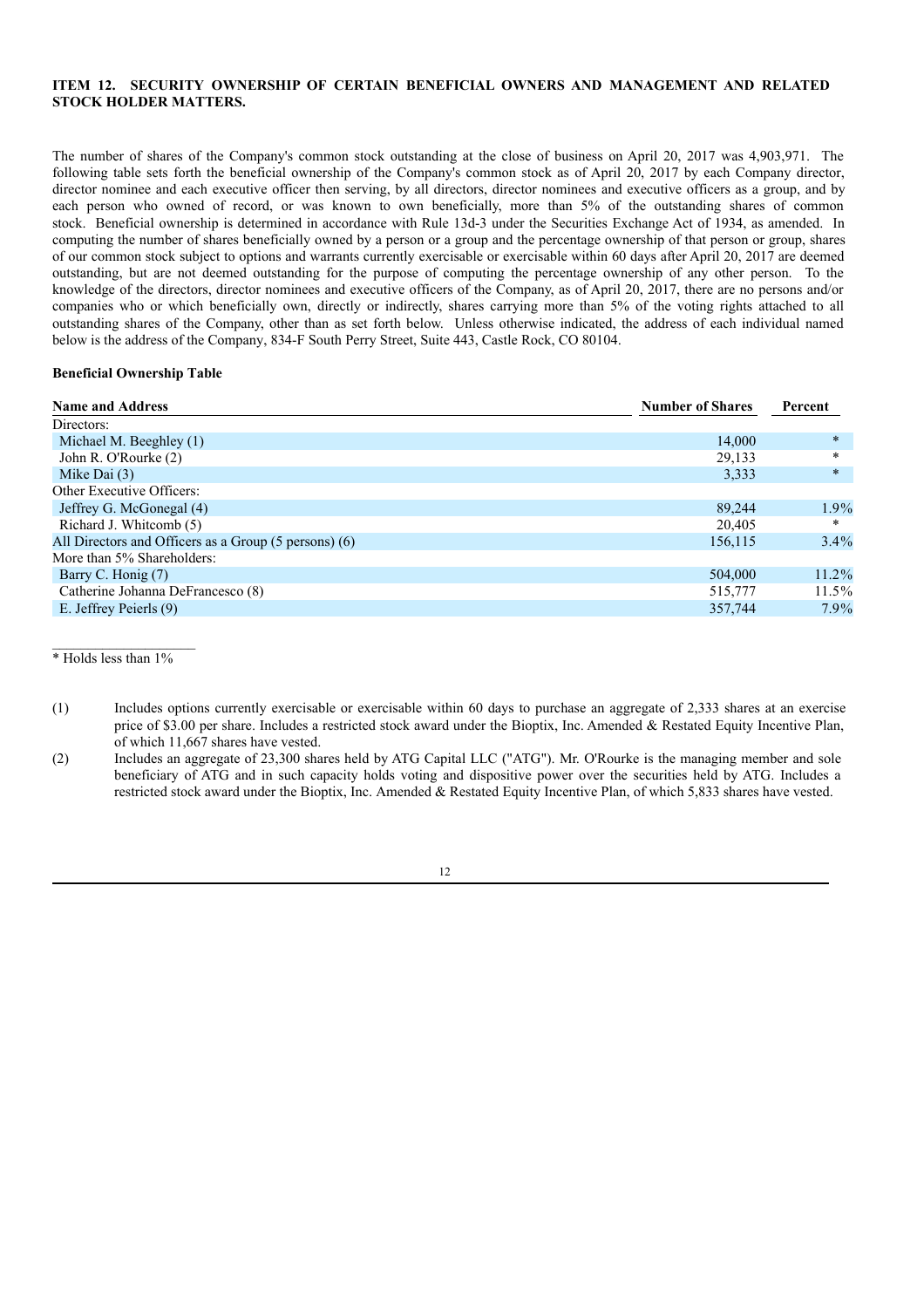### ITEM 12. SECURITY OWNERSHIP OF CERTAIN BENEFICIAL OWNERS AND MANAGEMENT AND RELATED STOCK HOLDER MATTERS.

The number of shares of the Company's common stock outstanding at the close of business on April 20, 2017 was 4,903,971. The following table sets forth the beneficial ownership of the Company's common stock as of April 20, 2017 by each Company director, director nominee and each executive officer then serving, by all directors, director nominees and executive officers as a group, and by each person who owned of record, or was known to own beneficially, more than 5% of the outstanding shares of common stock. Beneficial ownership is determined in accordance with Rule 13d-3 under the Securities Exchange Act of 1934, as amended. In computing the number of shares beneficially owned by a person or a group and the percentage ownership of that person or group, shares of our common stock subject to options and warrants currently exercisable or exercisable within 60 days after April 20, 2017 are deemed outstanding, but are not deemed outstanding for the purpose of computing the percentage ownership of any other person. To the knowledge of the directors, director nominees and executive officers of the Company, as of April 20, 2017, there are no persons and/or companies who or which beneficially own, directly or indirectly, shares carrying more than 5% of the voting rights attached to all outstanding shares of the Company, other than as set forth below. Unless otherwise indicated, the address of each individual named below is the address of the Company, 834-F South Perry Street, Suite 443, Castle Rock, CO 80104.

**Beneficial Ownership Table**

| Name and Address | Number of Shares | Percent |
|---|---|---|
| Directors: | | |
| Michael M. Beeghley (1) | 14,000 | * |
| John R. O'Rourke (2) | 29,133 | * |
| Mike Dai (3) | 3,333 | * |
| Other Executive Officers: | | |
| Jeffrey G. McGonegal (4) | 89,244 | 1.9% |
| Richard J. Whitcomb (5) | 20,405 | * |
| All Directors and Officers as a Group (5 persons) (6) | 156,115 | 3.4% |
| More than 5% Shareholders: | | |
| Barry C. Honig (7) | 504,000 | 11.2% |
| Catherine Johanna DeFrancesco (8) | 515,777 | 11.5% |
| E. Jeffrey Peierls (9) | 357,744 | 7.9% |

* Holds less than 1%

(1) Includes options currently exercisable or exercisable within 60 days to purchase an aggregate of 2,333 shares at an exercise price of $3.00 per share. Includes a restricted stock award under the Bioptix, Inc. Amended & Restated Equity Incentive Plan, of which 11,667 shares have vested.

(2) Includes an aggregate of 23,300 shares held by ATG Capital LLC ("ATG"). Mr. O'Rourke is the managing member and sole beneficiary of ATG and in such capacity holds voting and dispositive power over the securities held by ATG. Includes a restricted stock award under the Bioptix, Inc. Amended & Restated Equity Incentive Plan, of which 5,833 shares have vested.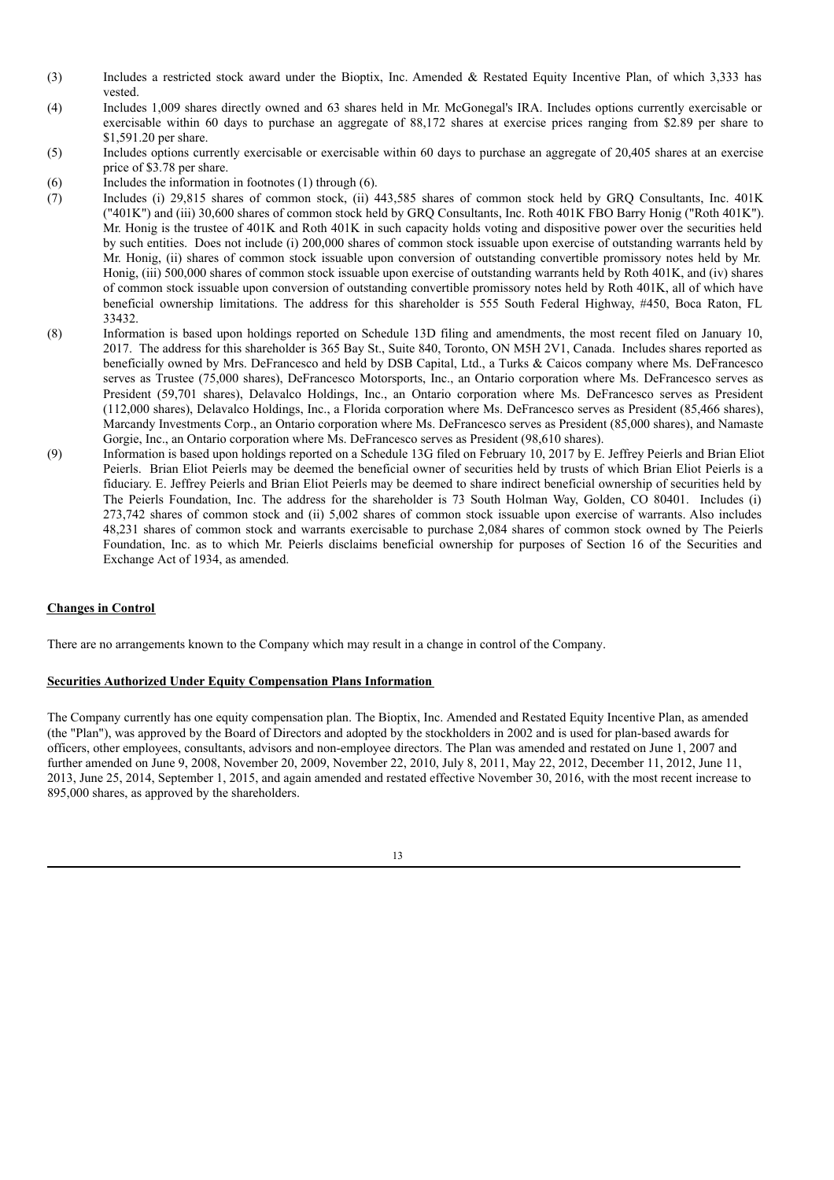(3) Includes a restricted stock award under the Bioptix, Inc. Amended & Restated Equity Incentive Plan, of which 3,333 has vested.

(4) Includes 1,009 shares directly owned and 63 shares held in Mr. McGonegal's IRA. Includes options currently exercisable or exercisable within 60 days to purchase an aggregate of 88,172 shares at exercise prices ranging from $2.89 per share to $1,591.20 per share.

(5) Includes options currently exercisable or exercisable within 60 days to purchase an aggregate of 20,405 shares at an exercise price of $3.78 per share.

(6) Includes the information in footnotes (1) through (6).

(7) Includes (i) 29,815 shares of common stock, (ii) 443,585 shares of common stock held by GRQ Consultants, Inc. 401K ("401K") and (iii) 30,600 shares of common stock held by GRQ Consultants, Inc. Roth 401K FBO Barry Honig ("Roth 401K"). Mr. Honig is the trustee of 401K and Roth 401K in such capacity holds voting and dispositive power over the securities held by such entities. Does not include (i) 200,000 shares of common stock issuable upon exercise of outstanding warrants held by Mr. Honig, (ii) shares of common stock issuable upon conversion of outstanding convertible promissory notes held by Mr. Honig, (iii) 500,000 shares of common stock issuable upon exercise of outstanding warrants held by Roth 401K, and (iv) shares of common stock issuable upon conversion of outstanding convertible promissory notes held by Roth 401K, all of which have beneficial ownership limitations. The address for this shareholder is 555 South Federal Highway, #450, Boca Raton, FL 33432.

(8) Information is based upon holdings reported on Schedule 13D filing and amendments, the most recent filed on January 10, 2017. The address for this shareholder is 365 Bay St., Suite 840, Toronto, ON M5H 2V1, Canada. Includes shares reported as beneficially owned by Mrs. DeFrancesco and held by DSB Capital, Ltd., a Turks & Caicos company where Ms. DeFrancesco serves as Trustee (75,000 shares), DeFrancesco Motorsports, Inc., an Ontario corporation where Ms. DeFrancesco serves as President (59,701 shares), Delavalco Holdings, Inc., an Ontario corporation where Ms. DeFrancesco serves as President (112,000 shares), Delavalco Holdings, Inc., a Florida corporation where Ms. DeFrancesco serves as President (85,466 shares), Marcandy Investments Corp., an Ontario corporation where Ms. DeFrancesco serves as President (85,000 shares), and Namaste Gorgie, Inc., an Ontario corporation where Ms. DeFrancesco serves as President (98,610 shares).

(9) Information is based upon holdings reported on a Schedule 13G filed on February 10, 2017 by E. Jeffrey Peierls and Brian Eliot Peierls. Brian Eliot Peierls may be deemed the beneficial owner of securities held by trusts of which Brian Eliot Peierls is a fiduciary. E. Jeffrey Peierls and Brian Eliot Peierls may be deemed to share indirect beneficial ownership of securities held by The Peierls Foundation, Inc. The address for the shareholder is 73 South Holman Way, Golden, CO 80401. Includes (i) 273,742 shares of common stock and (ii) 5,002 shares of common stock issuable upon exercise of warrants. Also includes 48,231 shares of common stock and warrants exercisable to purchase 2,084 shares of common stock owned by The Peierls Foundation, Inc. as to which Mr. Peierls disclaims beneficial ownership for purposes of Section 16 of the Securities and Exchange Act of 1934, as amended.

**Changes in Control**

There are no arrangements known to the Company which may result in a change in control of the Company.

**Securities Authorized Under Equity Compensation Plans Information**

The Company currently has one equity compensation plan. The Bioptix, Inc. Amended and Restated Equity Incentive Plan, as amended (the "Plan"), was approved by the Board of Directors and adopted by the stockholders in 2002 and is used for plan-based awards for officers, other employees, consultants, advisors and non-employee directors. The Plan was amended and restated on June 1, 2007 and further amended on June 9, 2008, November 20, 2009, November 22, 2010, July 8, 2011, May 22, 2012, December 11, 2012, June 11, 2013, June 25, 2014, September 1, 2015, and again amended and restated effective November 30, 2016, with the most recent increase to 895,000 shares, as approved by the shareholders.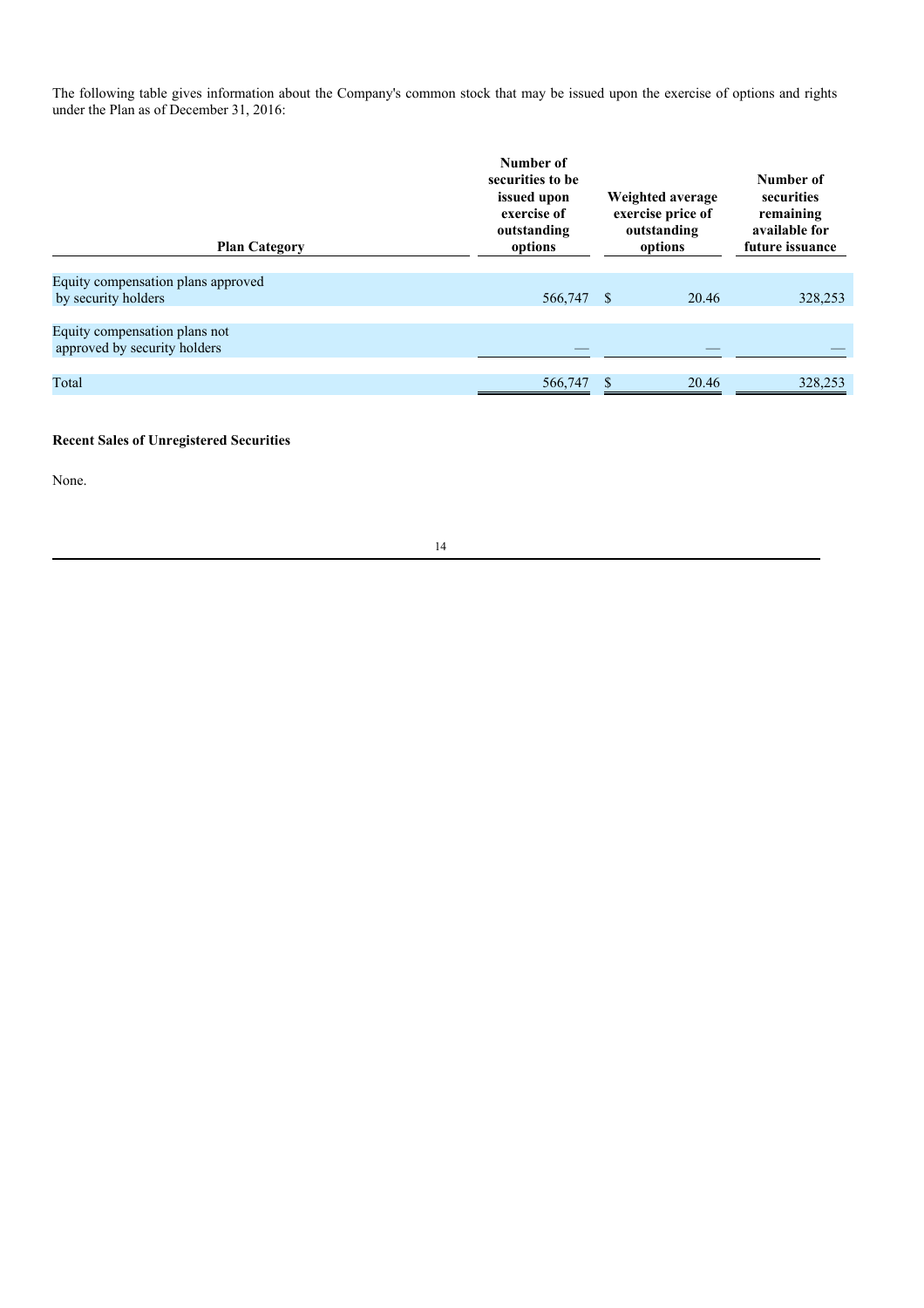The following table gives information about the Company's common stock that may be issued upon the exercise of options and rights under the Plan as of December 31, 2016:

| Plan Category | Number of securities to be issued upon exercise of outstanding options | Weighted average exercise price of outstanding options | Number of securities remaining available for future issuance |
|---|---|---|---|
| Equity compensation plans approved by security holders | 566,747 | $ 20.46 | 328,253 |
| Equity compensation plans not approved by security holders | — | — | — |
| Total | 566,747 | $ 20.46 | 328,253 |

**Recent Sales of Unregistered Securities**

None.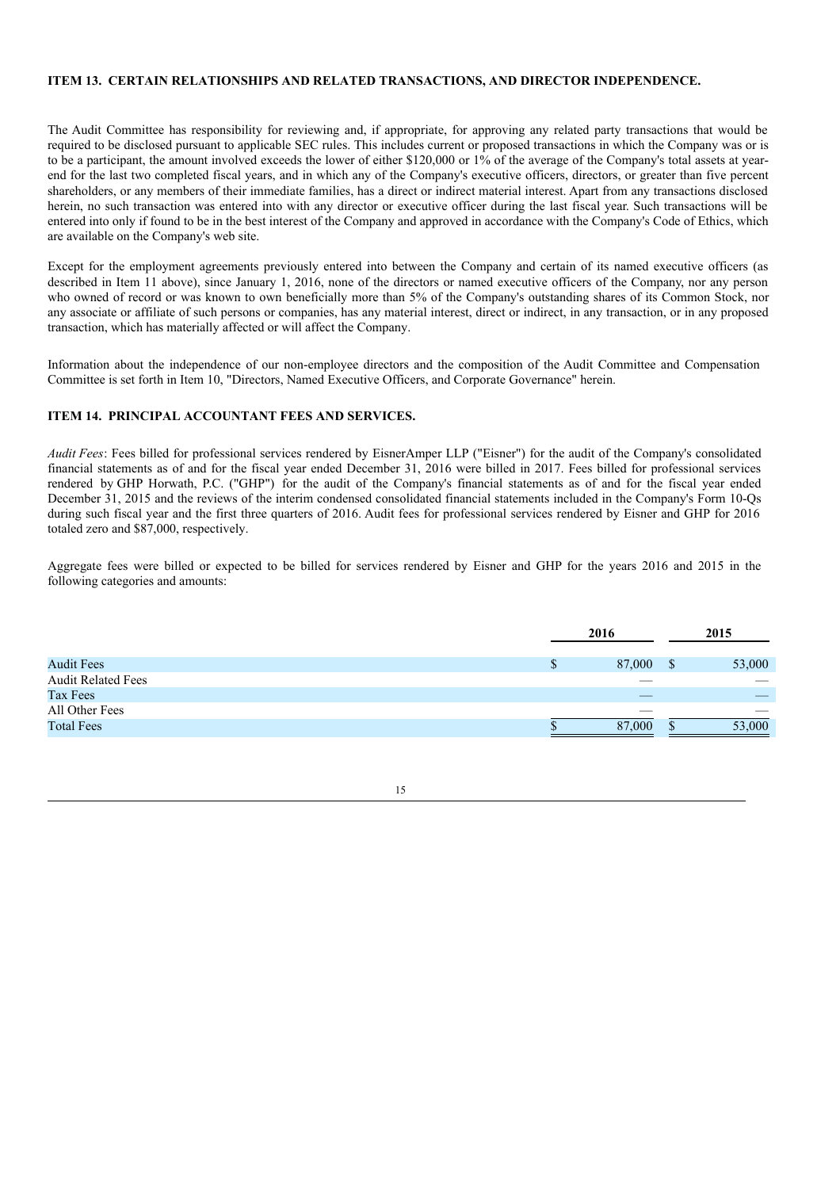## ITEM 13. CERTAIN RELATIONSHIPS AND RELATED TRANSACTIONS, AND DIRECTOR INDEPENDENCE.

The Audit Committee has responsibility for reviewing and, if appropriate, for approving any related party transactions that would be required to be disclosed pursuant to applicable SEC rules. This includes current or proposed transactions in which the Company was or is to be a participant, the amount involved exceeds the lower of either $120,000 or 1% of the average of the Company's total assets at year-end for the last two completed fiscal years, and in which any of the Company's executive officers, directors, or greater than five percent shareholders, or any members of their immediate families, has a direct or indirect material interest. Apart from any transactions disclosed herein, no such transaction was entered into with any director or executive officer during the last fiscal year. Such transactions will be entered into only if found to be in the best interest of the Company and approved in accordance with the Company's Code of Ethics, which are available on the Company's web site.

Except for the employment agreements previously entered into between the Company and certain of its named executive officers (as described in Item 11 above), since January 1, 2016, none of the directors or named executive officers of the Company, nor any person who owned of record or was known to own beneficially more than 5% of the Company's outstanding shares of its Common Stock, nor any associate or affiliate of such persons or companies, has any material interest, direct or indirect, in any transaction, or in any proposed transaction, which has materially affected or will affect the Company.

Information about the independence of our non-employee directors and the composition of the Audit Committee and Compensation Committee is set forth in Item 10, "Directors, Named Executive Officers, and Corporate Governance" herein.

## ITEM 14. PRINCIPAL ACCOUNTANT FEES AND SERVICES.

*Audit Fees*: Fees billed for professional services rendered by EisnerAmper LLP ("Eisner") for the audit of the Company's consolidated financial statements as of and for the fiscal year ended December 31, 2016 were billed in 2017. Fees billed for professional services rendered by GHP Horwath, P.C. ("GHP") for the audit of the Company's financial statements as of and for the fiscal year ended December 31, 2015 and the reviews of the interim condensed consolidated financial statements included in the Company's Form 10-Qs during such fiscal year and the first three quarters of 2016. Audit fees for professional services rendered by Eisner and GHP for 2016 totaled zero and $87,000, respectively.

Aggregate fees were billed or expected to be billed for services rendered by Eisner and GHP for the years 2016 and 2015 in the following categories and amounts:

| | 2016 | 2015 |
|---|---|---|
| Audit Fees | $ 87,000 | $ 53,000 |
| Audit Related Fees | — | — |
| Tax Fees | — | — |
| All Other Fees | — | — |
| Total Fees | $ 87,000 | $ 53,000 |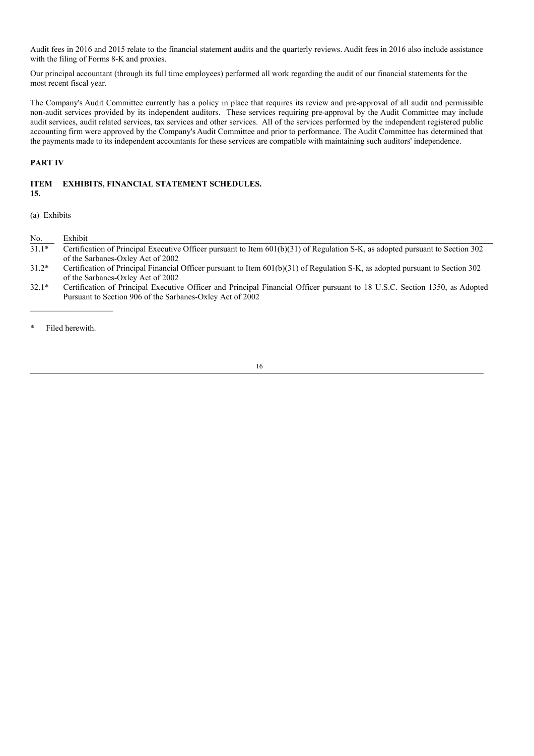Audit fees in 2016 and 2015 relate to the financial statement audits and the quarterly reviews. Audit fees in 2016 also include assistance with the filing of Forms 8-K and proxies.

Our principal accountant (through its full time employees) performed all work regarding the audit of our financial statements for the most recent fiscal year.

The Company's Audit Committee currently has a policy in place that requires its review and pre-approval of all audit and permissible non-audit services provided by its independent auditors. These services requiring pre-approval by the Audit Committee may include audit services, audit related services, tax services and other services. All of the services performed by the independent registered public accounting firm were approved by the Company's Audit Committee and prior to performance. The Audit Committee has determined that the payments made to its independent accountants for these services are compatible with maintaining such auditors' independence.

## PART IV

### ITEM 15. EXHIBITS, FINANCIAL STATEMENT SCHEDULES.

(a) Exhibits

| No. | Exhibit |
|---|---|
| 31.1* | Certification of Principal Executive Officer pursuant to Item 601(b)(31) of Regulation S-K, as adopted pursuant to Section 302 of the Sarbanes-Oxley Act of 2002 |
| 31.2* | Certification of Principal Financial Officer pursuant to Item 601(b)(31) of Regulation S-K, as adopted pursuant to Section 302 of the Sarbanes-Oxley Act of 2002 |
| 32.1* | Certification of Principal Executive Officer and Principal Financial Officer pursuant to 18 U.S.C. Section 1350, as Adopted Pursuant to Section 906 of the Sarbanes-Oxley Act of 2002 |

---

\* Filed herewith.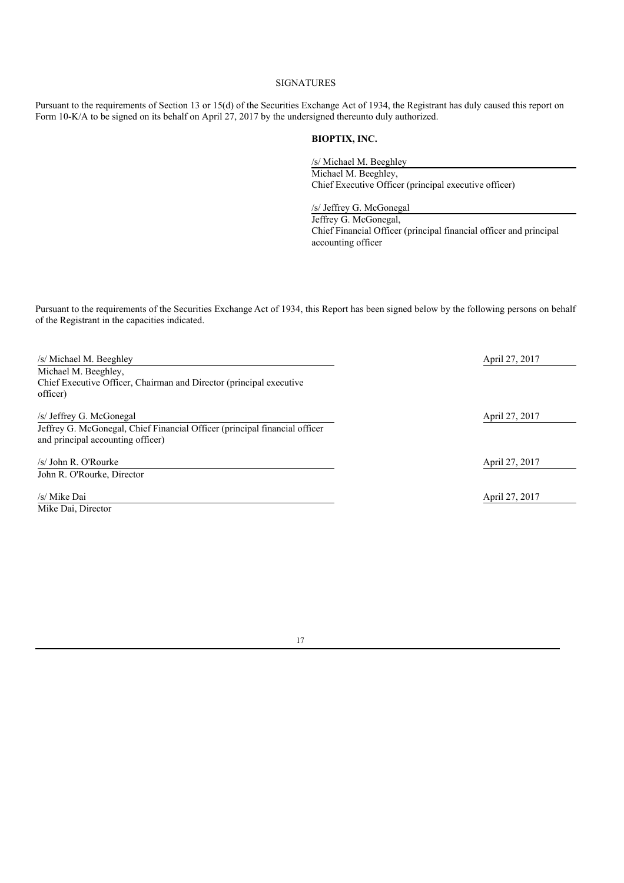SIGNATURES

Pursuant to the requirements of Section 13 or 15(d) of the Securities Exchange Act of 1934, the Registrant has duly caused this report on Form 10-K/A to be signed on its behalf on April 27, 2017 by the undersigned thereunto duly authorized.

**BIOPTIX, INC.**

/s/ Michael M. Beeghley
Michael M. Beeghley,
Chief Executive Officer (principal executive officer)

/s/ Jeffrey G. McGonegal
Jeffrey G. McGonegal,
Chief Financial Officer (principal financial officer and principal accounting officer

Pursuant to the requirements of the Securities Exchange Act of 1934, this Report has been signed below by the following persons on behalf of the Registrant in the capacities indicated.

| | |
|---|---|
| /s/ Michael M. Beeghley<br>Michael M. Beeghley,<br>Chief Executive Officer, Chairman and Director (principal executive officer) | April 27, 2017 |
| /s/ Jeffrey G. McGonegal<br>Jeffrey G. McGonegal, Chief Financial Officer (principal financial officer and principal accounting officer) | April 27, 2017 |
| /s/ John R. O'Rourke<br>John R. O'Rourke, Director | April 27, 2017 |
| /s/ Mike Dai<br>Mike Dai, Director | April 27, 2017 |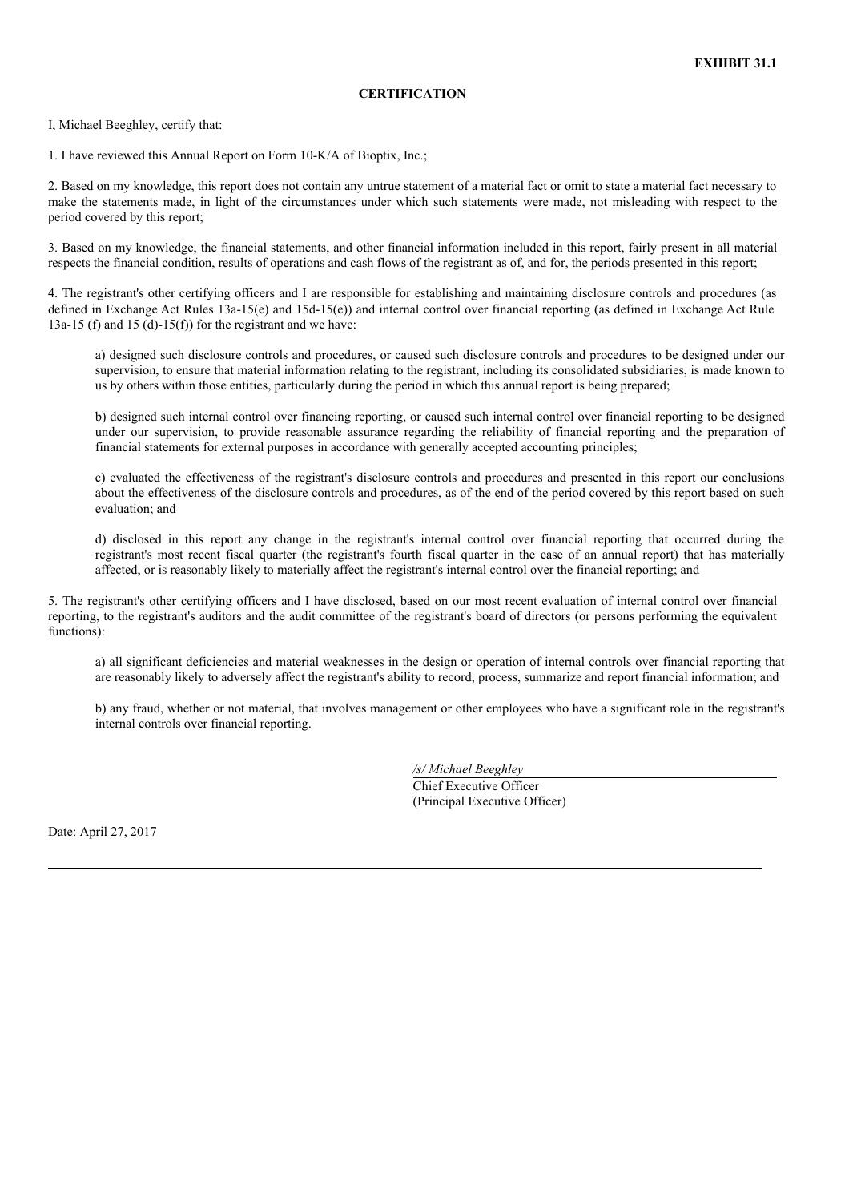**EXHIBIT 31.1**

**CERTIFICATION**

I, Michael Beeghley, certify that:

1. I have reviewed this Annual Report on Form 10-K/A of Bioptix, Inc.;

2. Based on my knowledge, this report does not contain any untrue statement of a material fact or omit to state a material fact necessary to make the statements made, in light of the circumstances under which such statements were made, not misleading with respect to the period covered by this report;

3. Based on my knowledge, the financial statements, and other financial information included in this report, fairly present in all material respects the financial condition, results of operations and cash flows of the registrant as of, and for, the periods presented in this report;

4. The registrant's other certifying officers and I are responsible for establishing and maintaining disclosure controls and procedures (as defined in Exchange Act Rules 13a-15(e) and 15d-15(e)) and internal control over financial reporting (as defined in Exchange Act Rule 13a-15 (f) and 15 (d)-15(f)) for the registrant and we have:

a) designed such disclosure controls and procedures, or caused such disclosure controls and procedures to be designed under our supervision, to ensure that material information relating to the registrant, including its consolidated subsidiaries, is made known to us by others within those entities, particularly during the period in which this annual report is being prepared;

b) designed such internal control over financing reporting, or caused such internal control over financial reporting to be designed under our supervision, to provide reasonable assurance regarding the reliability of financial reporting and the preparation of financial statements for external purposes in accordance with generally accepted accounting principles;

c) evaluated the effectiveness of the registrant's disclosure controls and procedures and presented in this report our conclusions about the effectiveness of the disclosure controls and procedures, as of the end of the period covered by this report based on such evaluation; and

d) disclosed in this report any change in the registrant's internal control over financial reporting that occurred during the registrant's most recent fiscal quarter (the registrant's fourth fiscal quarter in the case of an annual report) that has materially affected, or is reasonably likely to materially affect the registrant's internal control over the financial reporting; and

5. The registrant's other certifying officers and I have disclosed, based on our most recent evaluation of internal control over financial reporting, to the registrant's auditors and the audit committee of the registrant's board of directors (or persons performing the equivalent functions):

a) all significant deficiencies and material weaknesses in the design or operation of internal controls over financial reporting that are reasonably likely to adversely affect the registrant's ability to record, process, summarize and report financial information; and

b) any fraud, whether or not material, that involves management or other employees who have a significant role in the registrant's internal controls over financial reporting.

*/s/ Michael Beeghley*
Chief Executive Officer
(Principal Executive Officer)

Date: April 27, 2017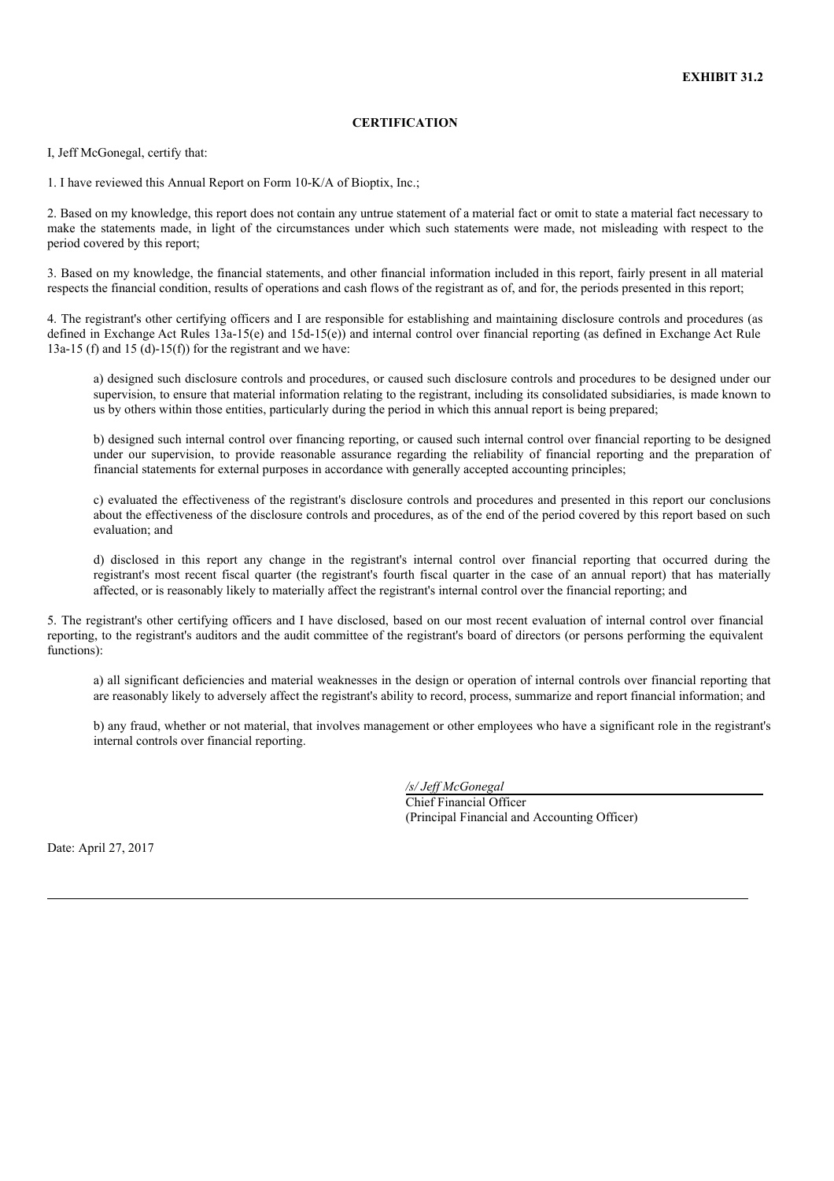**EXHIBIT 31.2**

**CERTIFICATION**

I, Jeff McGonegal, certify that:

1. I have reviewed this Annual Report on Form 10-K/A of Bioptix, Inc.;

2. Based on my knowledge, this report does not contain any untrue statement of a material fact or omit to state a material fact necessary to make the statements made, in light of the circumstances under which such statements were made, not misleading with respect to the period covered by this report;

3. Based on my knowledge, the financial statements, and other financial information included in this report, fairly present in all material respects the financial condition, results of operations and cash flows of the registrant as of, and for, the periods presented in this report;

4. The registrant's other certifying officers and I are responsible for establishing and maintaining disclosure controls and procedures (as defined in Exchange Act Rules 13a-15(e) and 15d-15(e)) and internal control over financial reporting (as defined in Exchange Act Rule 13a-15 (f) and 15 (d)-15(f)) for the registrant and we have:

a) designed such disclosure controls and procedures, or caused such disclosure controls and procedures to be designed under our supervision, to ensure that material information relating to the registrant, including its consolidated subsidiaries, is made known to us by others within those entities, particularly during the period in which this annual report is being prepared;

b) designed such internal control over financing reporting, or caused such internal control over financial reporting to be designed under our supervision, to provide reasonable assurance regarding the reliability of financial reporting and the preparation of financial statements for external purposes in accordance with generally accepted accounting principles;

c) evaluated the effectiveness of the registrant's disclosure controls and procedures and presented in this report our conclusions about the effectiveness of the disclosure controls and procedures, as of the end of the period covered by this report based on such evaluation; and

d) disclosed in this report any change in the registrant's internal control over financial reporting that occurred during the registrant's most recent fiscal quarter (the registrant's fourth fiscal quarter in the case of an annual report) that has materially affected, or is reasonably likely to materially affect the registrant's internal control over the financial reporting; and

5. The registrant's other certifying officers and I have disclosed, based on our most recent evaluation of internal control over financial reporting, to the registrant's auditors and the audit committee of the registrant's board of directors (or persons performing the equivalent functions):

a) all significant deficiencies and material weaknesses in the design or operation of internal controls over financial reporting that are reasonably likely to adversely affect the registrant's ability to record, process, summarize and report financial information; and

b) any fraud, whether or not material, that involves management or other employees who have a significant role in the registrant's internal controls over financial reporting.

*/s/ Jeff McGonegal*
Chief Financial Officer
(Principal Financial and Accounting Officer)

Date: April 27, 2017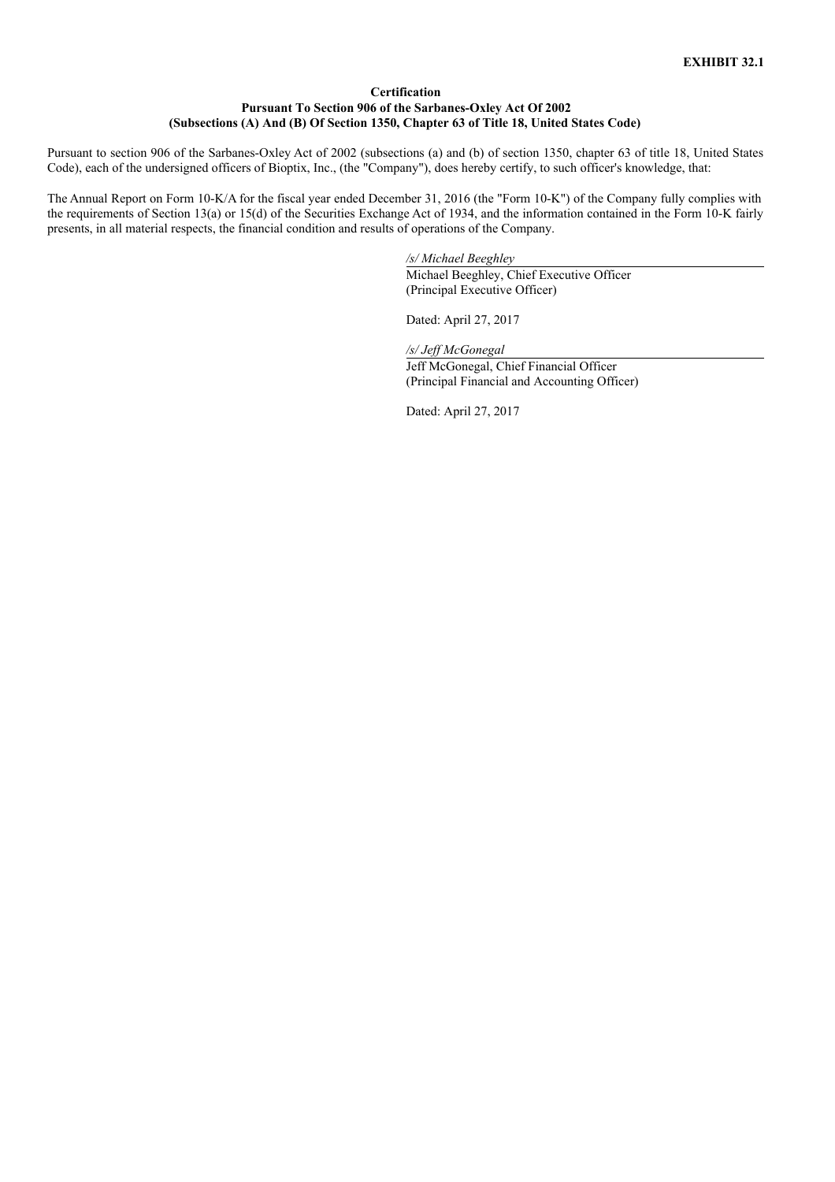**EXHIBIT 32.1**

**Certification**
**Pursuant To Section 906 of the Sarbanes-Oxley Act Of 2002**
**(Subsections (A) And (B) Of Section 1350, Chapter 63 of Title 18, United States Code)**

Pursuant to section 906 of the Sarbanes-Oxley Act of 2002 (subsections (a) and (b) of section 1350, chapter 63 of title 18, United States Code), each of the undersigned officers of Bioptix, Inc., (the "Company"), does hereby certify, to such officer's knowledge, that:

The Annual Report on Form 10-K/A for the fiscal year ended December 31, 2016 (the "Form 10-K") of the Company fully complies with the requirements of Section 13(a) or 15(d) of the Securities Exchange Act of 1934, and the information contained in the Form 10-K fairly presents, in all material respects, the financial condition and results of operations of the Company.

*/s/ Michael Beeghley*
Michael Beeghley, Chief Executive Officer
(Principal Executive Officer)

Dated: April 27, 2017

*/s/ Jeff McGonegal*
Jeff McGonegal, Chief Financial Officer
(Principal Financial and Accounting Officer)

Dated: April 27, 2017